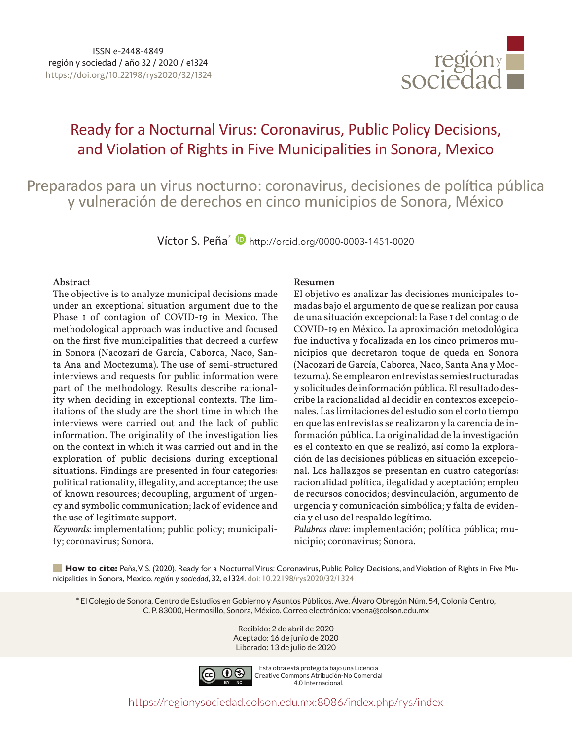ISSN e-2448-4849
región y sociedad / año 32 / 2020 / e1324
https://doi.org/10.22198/rys2020/32/1324

región y sociedad

# Ready for a Nocturnal Virus: Coronavirus, Public Policy Decisions, and Violation of Rights in Five Municipalities in Sonora, Mexico

## Preparados para un virus nocturno: coronavirus, decisiones de política pública y vulneración de derechos en cinco municipios de Sonora, México

Víctor S. Peña[*] http://orcid.org/0000-0003-1451-0020

### Abstract

The objective is to analyze municipal decisions made under an exceptional situation argument due to the Phase I of contagion of COVID-19 in Mexico. The methodological approach was inductive and focused on the first five municipalities that decreed a curfew in Sonora (Nacozari de García, Caborca, Naco, Santa Ana and Moctezuma). The use of semi-structured interviews and requests for public information were part of the methodology. Results describe rationality when deciding in exceptional contexts. The limitations of the study are the short time in which the interviews were carried out and the lack of public information. The originality of the investigation lies on the context in which it was carried out and in the exploration of public decisions during exceptional situations. Findings are presented in four categories: political rationality, illegality, and acceptance; the use of known resources; decoupling, argument of urgency and symbolic communication; lack of evidence and the use of legitimate support.

*Keywords:* implementation; public policy; municipality; coronavirus; Sonora.

### Resumen

El objetivo es analizar las decisiones municipales tomadas bajo el argumento de que se realizan por causa de una situación excepcional: la Fase I del contagio de COVID-19 en México. La aproximación metodológica fue inductiva y focalizada en los cinco primeros municipios que decretaron toque de queda en Sonora (Nacozari de García, Caborca, Naco, Santa Ana y Moctezuma). Se emplearon entrevistas semiestructuradas y solicitudes de información pública. El resultado describe la racionalidad al decidir en contextos excepcionales. Las limitaciones del estudio son el corto tiempo en que las entrevistas se realizaron y la carencia de información pública. La originalidad de la investigación es el contexto en que se realizó, así como la exploración de las decisiones públicas en situación excepcional. Los hallazgos se presentan en cuatro categorías: racionalidad política, ilegalidad y aceptación; empleo de recursos conocidos; desvinculación, argumento de urgencia y comunicación simbólica; y falta de evidencia y el uso del respaldo legítimo.

*Palabras clave:* implementación; política pública; municipio; coronavirus; Sonora.

**How to cite:** Peña, V. S. (2020). Ready for a Nocturnal Virus: Coronavirus, Public Policy Decisions, and Violation of Rights in Five Municipalities in Sonora, Mexico. *región y sociedad*, 32, e1324. doi: 10.22198/rys2020/32/1324

[*] El Colegio de Sonora, Centro de Estudios en Gobierno y Asuntos Públicos. Ave. Álvaro Obregón Núm. 54, Colonia Centro, C. P. 83000, Hermosillo, Sonora, México. Correo electrónico: vpena@colson.edu.mx

Recibido: 2 de abril de 2020
Aceptado: 16 de junio de 2020
Liberado: 13 de julio de 2020

Esta obra está protegida bajo una Licencia Creative Commons Atribución-No Comercial 4.0 Internacional.

https://regionysociedad.colson.edu.mx:8086/index.php/rys/index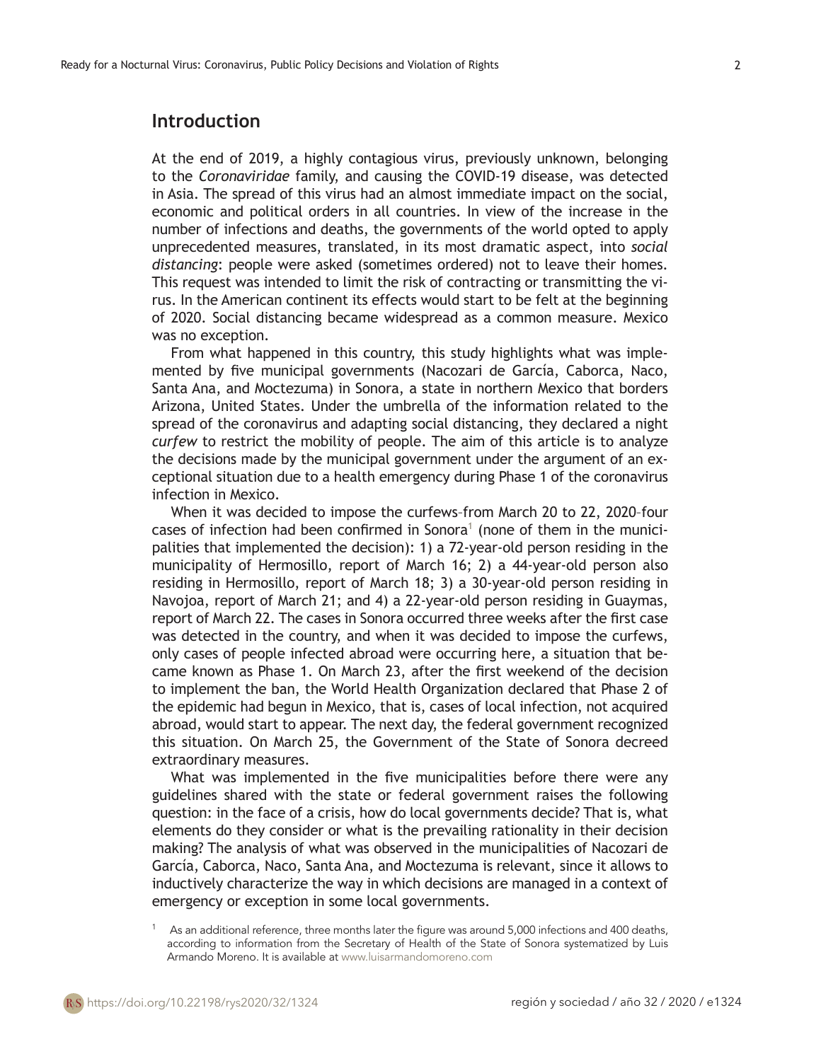## Introduction

At the end of 2019, a highly contagious virus, previously unknown, belonging to the *Coronaviridae* family, and causing the COVID-19 disease, was detected in Asia. The spread of this virus had an almost immediate impact on the social, economic and political orders in all countries. In view of the increase in the number of infections and deaths, the governments of the world opted to apply unprecedented measures, translated, in its most dramatic aspect, into *social distancing*: people were asked (sometimes ordered) not to leave their homes. This request was intended to limit the risk of contracting or transmitting the virus. In the American continent its effects would start to be felt at the beginning of 2020. Social distancing became widespread as a common measure. Mexico was no exception.

From what happened in this country, this study highlights what was implemented by five municipal governments (Nacozari de García, Caborca, Naco, Santa Ana, and Moctezuma) in Sonora, a state in northern Mexico that borders Arizona, United States. Under the umbrella of the information related to the spread of the coronavirus and adapting social distancing, they declared a night *curfew* to restrict the mobility of people. The aim of this article is to analyze the decisions made by the municipal government under the argument of an exceptional situation due to a health emergency during Phase 1 of the coronavirus infection in Mexico.

When it was decided to impose the curfews–from March 20 to 22, 2020–four cases of infection had been confirmed in Sonora[1] (none of them in the municipalities that implemented the decision): 1) a 72-year-old person residing in the municipality of Hermosillo, report of March 16; 2) a 44-year-old person also residing in Hermosillo, report of March 18; 3) a 30-year-old person residing in Navojoa, report of March 21; and 4) a 22-year-old person residing in Guaymas, report of March 22. The cases in Sonora occurred three weeks after the first case was detected in the country, and when it was decided to impose the curfews, only cases of people infected abroad were occurring here, a situation that became known as Phase 1. On March 23, after the first weekend of the decision to implement the ban, the World Health Organization declared that Phase 2 of the epidemic had begun in Mexico, that is, cases of local infection, not acquired abroad, would start to appear. The next day, the federal government recognized this situation. On March 25, the Government of the State of Sonora decreed extraordinary measures.

What was implemented in the five municipalities before there were any guidelines shared with the state or federal government raises the following question: in the face of a crisis, how do local governments decide? That is, what elements do they consider or what is the prevailing rationality in their decision making? The analysis of what was observed in the municipalities of Nacozari de García, Caborca, Naco, Santa Ana, and Moctezuma is relevant, since it allows to inductively characterize the way in which decisions are managed in a context of emergency or exception in some local governments.

[1] As an additional reference, three months later the figure was around 5,000 infections and 400 deaths, according to information from the Secretary of Health of the State of Sonora systematized by Luis Armando Moreno. It is available at www.luisarmandomoreno.com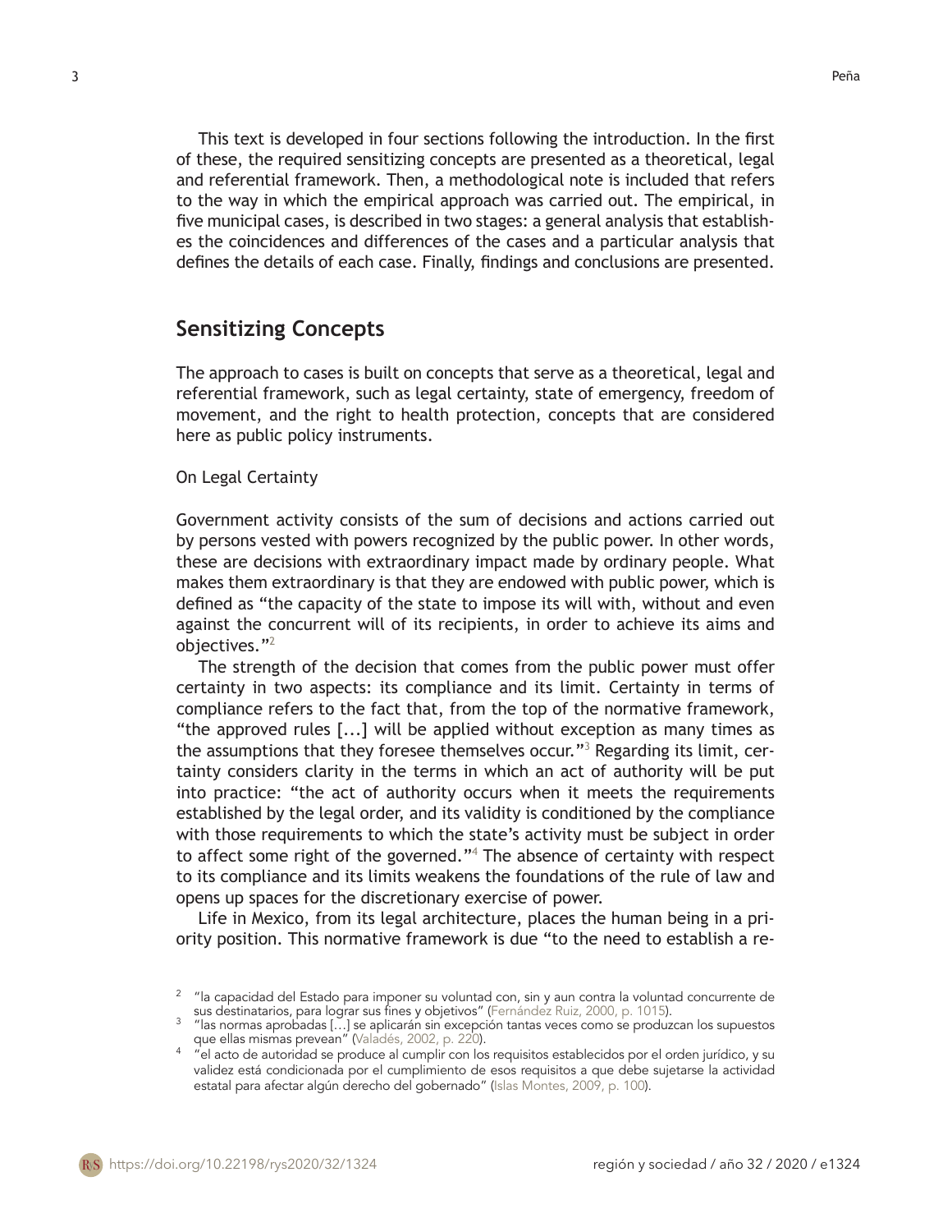This text is developed in four sections following the introduction. In the first of these, the required sensitizing concepts are presented as a theoretical, legal and referential framework. Then, a methodological note is included that refers to the way in which the empirical approach was carried out. The empirical, in five municipal cases, is described in two stages: a general analysis that establishes the coincidences and differences of the cases and a particular analysis that defines the details of each case. Finally, findings and conclusions are presented.

## Sensitizing Concepts

The approach to cases is built on concepts that serve as a theoretical, legal and referential framework, such as legal certainty, state of emergency, freedom of movement, and the right to health protection, concepts that are considered here as public policy instruments.

### On Legal Certainty

Government activity consists of the sum of decisions and actions carried out by persons vested with powers recognized by the public power. In other words, these are decisions with extraordinary impact made by ordinary people. What makes them extraordinary is that they are endowed with public power, which is defined as "the capacity of the state to impose its will with, without and even against the concurrent will of its recipients, in order to achieve its aims and objectives."[2]

The strength of the decision that comes from the public power must offer certainty in two aspects: its compliance and its limit. Certainty in terms of compliance refers to the fact that, from the top of the normative framework, "the approved rules [...] will be applied without exception as many times as the assumptions that they foresee themselves occur."[3] Regarding its limit, certainty considers clarity in the terms in which an act of authority will be put into practice: "the act of authority occurs when it meets the requirements established by the legal order, and its validity is conditioned by the compliance with those requirements to which the state's activity must be subject in order to affect some right of the governed."[4] The absence of certainty with respect to its compliance and its limits weakens the foundations of the rule of law and opens up spaces for the discretionary exercise of power.

Life in Mexico, from its legal architecture, places the human being in a priority position. This normative framework is due "to the need to establish a re-

---

[2] "la capacidad del Estado para imponer su voluntad con, sin y aun contra la voluntad concurrente de sus destinatarios, para lograr sus fines y objetivos" (Fernández Ruiz, 2000, p. 1015).

[3] "las normas aprobadas […] se aplicarán sin excepción tantas veces como se produzcan los supuestos que ellas mismas prevean" (Valadés, 2002, p. 220).

[4] "el acto de autoridad se produce al cumplir con los requisitos establecidos por el orden jurídico, y su validez está condicionada por el cumplimiento de esos requisitos a que debe sujetarse la actividad estatal para afectar algún derecho del gobernado" (Islas Montes, 2009, p. 100).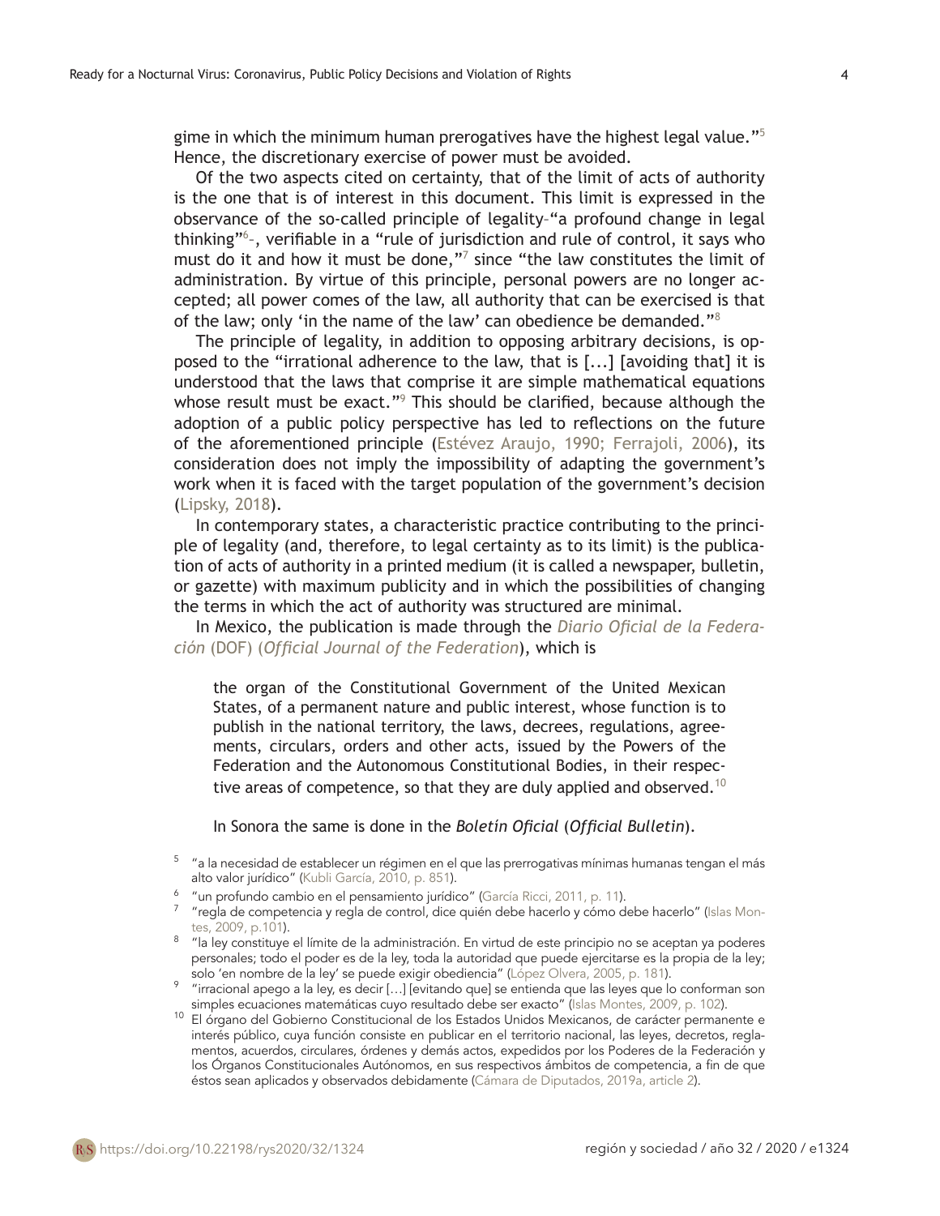gime in which the minimum human prerogatives have the highest legal value."[5] Hence, the discretionary exercise of power must be avoided.

Of the two aspects cited on certainty, that of the limit of acts of authority is the one that is of interest in this document. This limit is expressed in the observance of the so-called principle of legality–"a profound change in legal thinking"[6]–, verifiable in a "rule of jurisdiction and rule of control, it says who must do it and how it must be done,"[7] since "the law constitutes the limit of administration. By virtue of this principle, personal powers are no longer accepted; all power comes of the law, all authority that can be exercised is that of the law; only 'in the name of the law' can obedience be demanded."[8]

The principle of legality, in addition to opposing arbitrary decisions, is opposed to the "irrational adherence to the law, that is [...] [avoiding that] it is understood that the laws that comprise it are simple mathematical equations whose result must be exact."[9] This should be clarified, because although the adoption of a public policy perspective has led to reflections on the future of the aforementioned principle (Estévez Araujo, 1990; Ferrajoli, 2006), its consideration does not imply the impossibility of adapting the government's work when it is faced with the target population of the government's decision (Lipsky, 2018).

In contemporary states, a characteristic practice contributing to the principle of legality (and, therefore, to legal certainty as to its limit) is the publication of acts of authority in a printed medium (it is called a newspaper, bulletin, or gazette) with maximum publicity and in which the possibilities of changing the terms in which the act of authority was structured are minimal.

In Mexico, the publication is made through the *Diario Oficial de la Federación* (DOF) (*Official Journal of the Federation*), which is

> the organ of the Constitutional Government of the United Mexican States, of a permanent nature and public interest, whose function is to publish in the national territory, the laws, decrees, regulations, agreements, circulars, orders and other acts, issued by the Powers of the Federation and the Autonomous Constitutional Bodies, in their respective areas of competence, so that they are duly applied and observed.[10]

In Sonora the same is done in the *Boletín Oficial* (*Official Bulletin*).

[5] "a la necesidad de establecer un régimen en el que las prerrogativas mínimas humanas tengan el más alto valor jurídico" (Kubli García, 2010, p. 851).

[6] "un profundo cambio en el pensamiento jurídico" (García Ricci, 2011, p. 11).

[7] "regla de competencia y regla de control, dice quién debe hacerlo y cómo debe hacerlo" (Islas Montes, 2009, p.101).

[8] "la ley constituye el límite de la administración. En virtud de este principio no se aceptan ya poderes personales; todo el poder es de la ley, toda la autoridad que puede ejercitarse es la propia de la ley; solo 'en nombre de la ley' se puede exigir obediencia" (López Olvera, 2005, p. 181).

[9] "irracional apego a la ley, es decir […] [evitando que] se entienda que las leyes que lo conforman son simples ecuaciones matemáticas cuyo resultado debe ser exacto" (Islas Montes, 2009, p. 102).

[10] El órgano del Gobierno Constitucional de los Estados Unidos Mexicanos, de carácter permanente e interés público, cuya función consiste en publicar en el territorio nacional, las leyes, decretos, reglamentos, acuerdos, circulares, órdenes y demás actos, expedidos por los Poderes de la Federación y los Órganos Constitucionales Autónomos, en sus respectivos ámbitos de competencia, a fin de que éstos sean aplicados y observados debidamente (Cámara de Diputados, 2019a, article 2).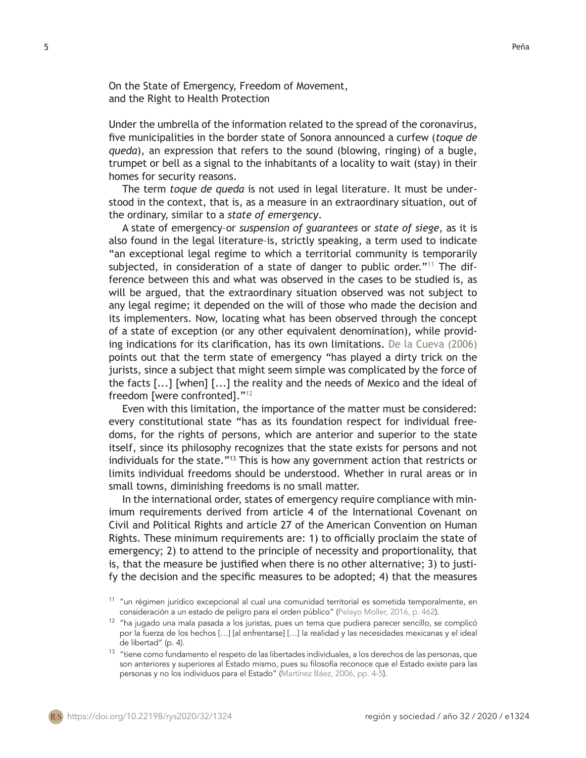## On the State of Emergency, Freedom of Movement, and the Right to Health Protection

Under the umbrella of the information related to the spread of the coronavirus, five municipalities in the border state of Sonora announced a curfew (*toque de queda*), an expression that refers to the sound (blowing, ringing) of a bugle, trumpet or bell as a signal to the inhabitants of a locality to wait (stay) in their homes for security reasons.

The term *toque de queda* is not used in legal literature. It must be understood in the context, that is, as a measure in an extraordinary situation, out of the ordinary, similar to a *state of emergency*.

A state of emergency–or *suspension of guarantees* or *state of siege*, as it is also found in the legal literature–is, strictly speaking, a term used to indicate "an exceptional legal regime to which a territorial community is temporarily subjected, in consideration of a state of danger to public order."[11] The difference between this and what was observed in the cases to be studied is, as will be argued, that the extraordinary situation observed was not subject to any legal regime; it depended on the will of those who made the decision and its implementers. Now, locating what has been observed through the concept of a state of exception (or any other equivalent denomination), while providing indications for its clarification, has its own limitations. De la Cueva (2006) points out that the term state of emergency "has played a dirty trick on the jurists, since a subject that might seem simple was complicated by the force of the facts [...] [when] [...] the reality and the needs of Mexico and the ideal of freedom [were confronted]."[12]

Even with this limitation, the importance of the matter must be considered: every constitutional state "has as its foundation respect for individual freedoms, for the rights of persons, which are anterior and superior to the state itself, since its philosophy recognizes that the state exists for persons and not individuals for the state."[13] This is how any government action that restricts or limits individual freedoms should be understood. Whether in rural areas or in small towns, diminishing freedoms is no small matter.

In the international order, states of emergency require compliance with minimum requirements derived from article 4 of the International Covenant on Civil and Political Rights and article 27 of the American Convention on Human Rights. These minimum requirements are: 1) to officially proclaim the state of emergency; 2) to attend to the principle of necessity and proportionality, that is, that the measure be justified when there is no other alternative; 3) to justify the decision and the specific measures to be adopted; 4) that the measures

[11] "un régimen jurídico excepcional al cual una comunidad territorial es sometida temporalmente, en consideración a un estado de peligro para el orden público" (Pelayo Moller, 2016, p. 462).

[12] "ha jugado una mala pasada a los juristas, pues un tema que pudiera parecer sencillo, se complicó por la fuerza de los hechos [...] [al enfrentarse] [...] la realidad y las necesidades mexicanas y el ideal de libertad" (p. 4).

[13] "tiene como fundamento el respeto de las libertades individuales, a los derechos de las personas, que son anteriores y superiores al Estado mismo, pues su filosofía reconoce que el Estado existe para las personas y no los individuos para el Estado" (Martínez Báez, 2006, pp. 4-5).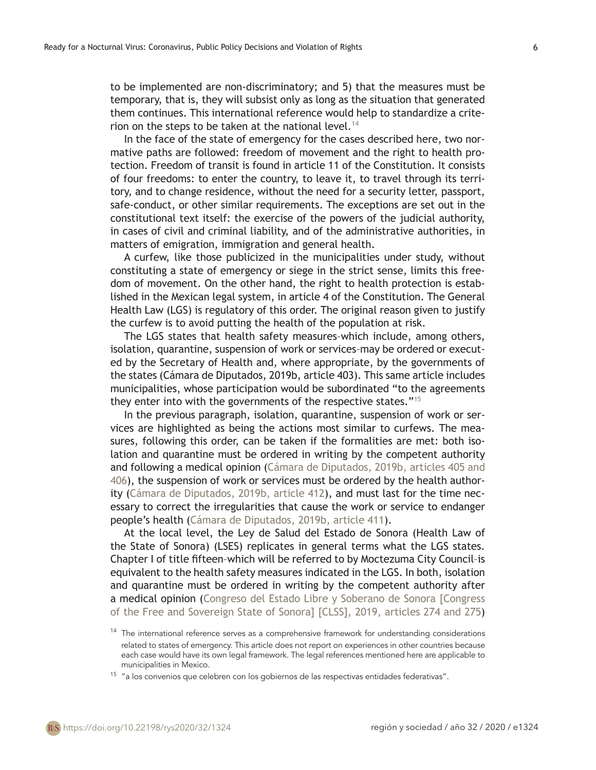to be implemented are non-discriminatory; and 5) that the measures must be temporary, that is, they will subsist only as long as the situation that generated them continues. This international reference would help to standardize a criterion on the steps to be taken at the national level.[14]

In the face of the state of emergency for the cases described here, two normative paths are followed: freedom of movement and the right to health protection. Freedom of transit is found in article 11 of the Constitution. It consists of four freedoms: to enter the country, to leave it, to travel through its territory, and to change residence, without the need for a security letter, passport, safe-conduct, or other similar requirements. The exceptions are set out in the constitutional text itself: the exercise of the powers of the judicial authority, in cases of civil and criminal liability, and of the administrative authorities, in matters of emigration, immigration and general health.

A curfew, like those publicized in the municipalities under study, without constituting a state of emergency or siege in the strict sense, limits this freedom of movement. On the other hand, the right to health protection is established in the Mexican legal system, in article 4 of the Constitution. The General Health Law (LGS) is regulatory of this order. The original reason given to justify the curfew is to avoid putting the health of the population at risk.

The LGS states that health safety measures–which include, among others, isolation, quarantine, suspension of work or services–may be ordered or executed by the Secretary of Health and, where appropriate, by the governments of the states (Cámara de Diputados, 2019b, article 403). This same article includes municipalities, whose participation would be subordinated "to the agreements they enter into with the governments of the respective states."[15]

In the previous paragraph, isolation, quarantine, suspension of work or services are highlighted as being the actions most similar to curfews. The measures, following this order, can be taken if the formalities are met: both isolation and quarantine must be ordered in writing by the competent authority and following a medical opinion (Cámara de Diputados, 2019b, articles 405 and 406), the suspension of work or services must be ordered by the health authority (Cámara de Diputados, 2019b, article 412), and must last for the time necessary to correct the irregularities that cause the work or service to endanger people's health (Cámara de Diputados, 2019b, article 411).

At the local level, the Ley de Salud del Estado de Sonora (Health Law of the State of Sonora) (LSES) replicates in general terms what the LGS states. Chapter I of title fifteen–which will be referred to by Moctezuma City Council–is equivalent to the health safety measures indicated in the LGS. In both, isolation and quarantine must be ordered in writing by the competent authority after a medical opinion (Congreso del Estado Libre y Soberano de Sonora [Congress of the Free and Sovereign State of Sonora] [CLSS], 2019, articles 274 and 275)

[14] The international reference serves as a comprehensive framework for understanding considerations related to states of emergency. This article does not report on experiences in other countries because each case would have its own legal framework. The legal references mentioned here are applicable to municipalities in Mexico.

[15] "a los convenios que celebren con los gobiernos de las respectivas entidades federativas".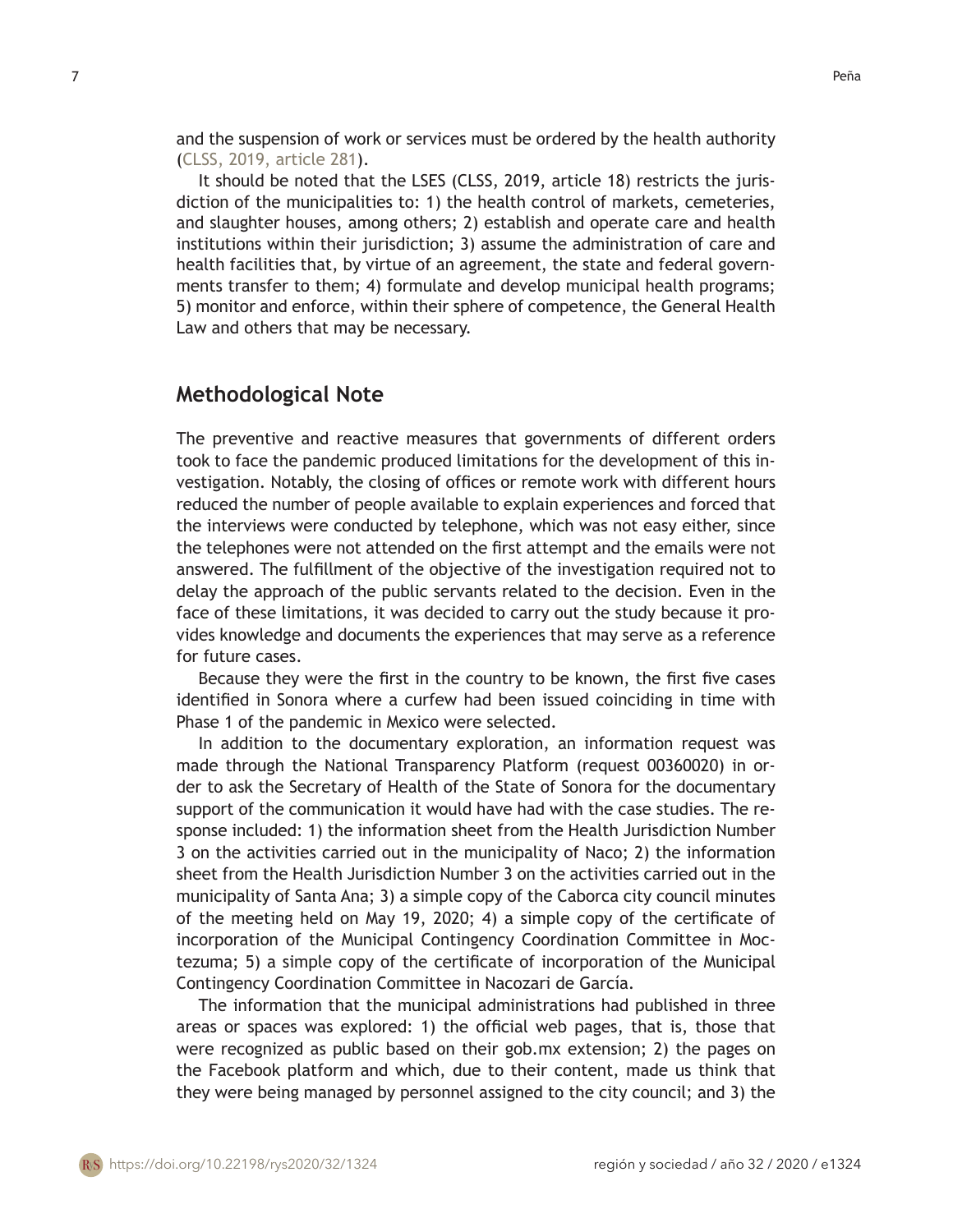and the suspension of work or services must be ordered by the health authority (CLSS, 2019, article 281).

It should be noted that the LSES (CLSS, 2019, article 18) restricts the jurisdiction of the municipalities to: 1) the health control of markets, cemeteries, and slaughter houses, among others; 2) establish and operate care and health institutions within their jurisdiction; 3) assume the administration of care and health facilities that, by virtue of an agreement, the state and federal governments transfer to them; 4) formulate and develop municipal health programs; 5) monitor and enforce, within their sphere of competence, the General Health Law and others that may be necessary.

## Methodological Note

The preventive and reactive measures that governments of different orders took to face the pandemic produced limitations for the development of this investigation. Notably, the closing of offices or remote work with different hours reduced the number of people available to explain experiences and forced that the interviews were conducted by telephone, which was not easy either, since the telephones were not attended on the first attempt and the emails were not answered. The fulfillment of the objective of the investigation required not to delay the approach of the public servants related to the decision. Even in the face of these limitations, it was decided to carry out the study because it provides knowledge and documents the experiences that may serve as a reference for future cases.

Because they were the first in the country to be known, the first five cases identified in Sonora where a curfew had been issued coinciding in time with Phase 1 of the pandemic in Mexico were selected.

In addition to the documentary exploration, an information request was made through the National Transparency Platform (request 00360020) in order to ask the Secretary of Health of the State of Sonora for the documentary support of the communication it would have had with the case studies. The response included: 1) the information sheet from the Health Jurisdiction Number 3 on the activities carried out in the municipality of Naco; 2) the information sheet from the Health Jurisdiction Number 3 on the activities carried out in the municipality of Santa Ana; 3) a simple copy of the Caborca city council minutes of the meeting held on May 19, 2020; 4) a simple copy of the certificate of incorporation of the Municipal Contingency Coordination Committee in Moctezuma; 5) a simple copy of the certificate of incorporation of the Municipal Contingency Coordination Committee in Nacozari de García.

The information that the municipal administrations had published in three areas or spaces was explored: 1) the official web pages, that is, those that were recognized as public based on their gob.mx extension; 2) the pages on the Facebook platform and which, due to their content, made us think that they were being managed by personnel assigned to the city council; and 3) the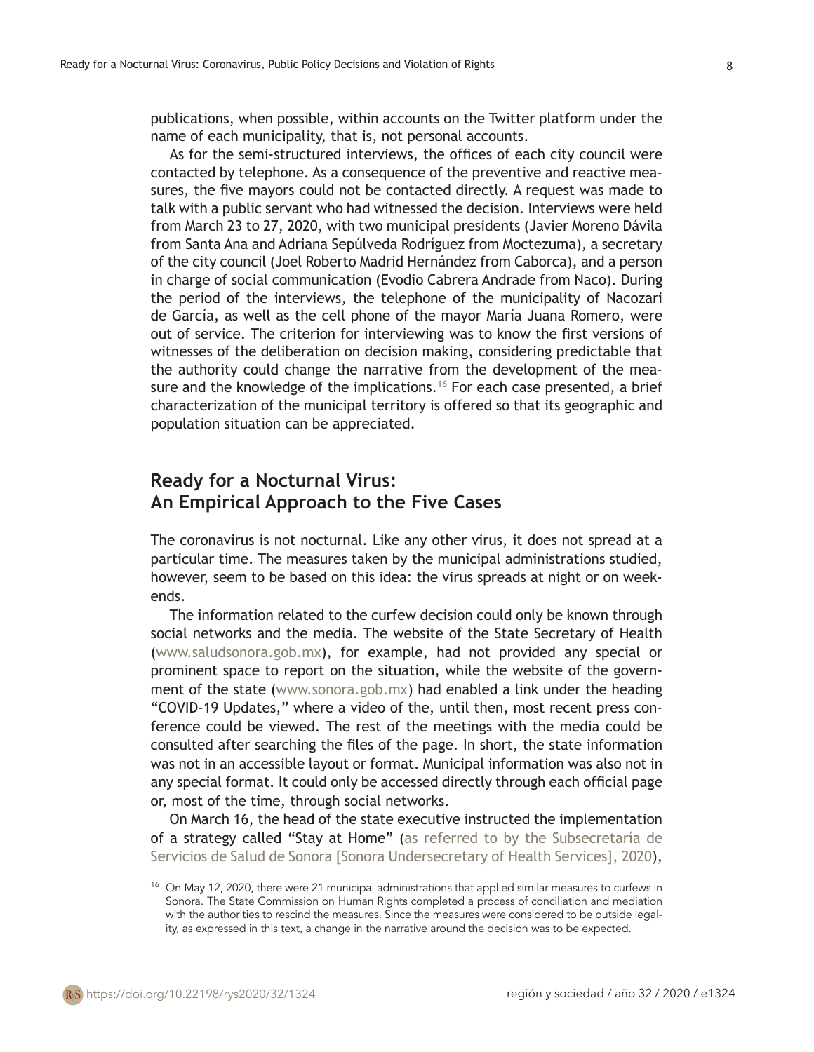publications, when possible, within accounts on the Twitter platform under the name of each municipality, that is, not personal accounts.

As for the semi-structured interviews, the offices of each city council were contacted by telephone. As a consequence of the preventive and reactive measures, the five mayors could not be contacted directly. A request was made to talk with a public servant who had witnessed the decision. Interviews were held from March 23 to 27, 2020, with two municipal presidents (Javier Moreno Dávila from Santa Ana and Adriana Sepúlveda Rodríguez from Moctezuma), a secretary of the city council (Joel Roberto Madrid Hernández from Caborca), and a person in charge of social communication (Evodio Cabrera Andrade from Naco). During the period of the interviews, the telephone of the municipality of Nacozari de García, as well as the cell phone of the mayor María Juana Romero, were out of service. The criterion for interviewing was to know the first versions of witnesses of the deliberation on decision making, considering predictable that the authority could change the narrative from the development of the measure and the knowledge of the implications.[16] For each case presented, a brief characterization of the municipal territory is offered so that its geographic and population situation can be appreciated.

## Ready for a Nocturnal Virus: An Empirical Approach to the Five Cases

The coronavirus is not nocturnal. Like any other virus, it does not spread at a particular time. The measures taken by the municipal administrations studied, however, seem to be based on this idea: the virus spreads at night or on weekends.

The information related to the curfew decision could only be known through social networks and the media. The website of the State Secretary of Health (www.saludsonora.gob.mx), for example, had not provided any special or prominent space to report on the situation, while the website of the government of the state (www.sonora.gob.mx) had enabled a link under the heading "COVID-19 Updates," where a video of the, until then, most recent press conference could be viewed. The rest of the meetings with the media could be consulted after searching the files of the page. In short, the state information was not in an accessible layout or format. Municipal information was also not in any special format. It could only be accessed directly through each official page or, most of the time, through social networks.

On March 16, the head of the state executive instructed the implementation of a strategy called "Stay at Home" (as referred to by the Subsecretaría de Servicios de Salud de Sonora [Sonora Undersecretary of Health Services], 2020),

[16] On May 12, 2020, there were 21 municipal administrations that applied similar measures to curfews in Sonora. The State Commission on Human Rights completed a process of conciliation and mediation with the authorities to rescind the measures. Since the measures were considered to be outside legality, as expressed in this text, a change in the narrative around the decision was to be expected.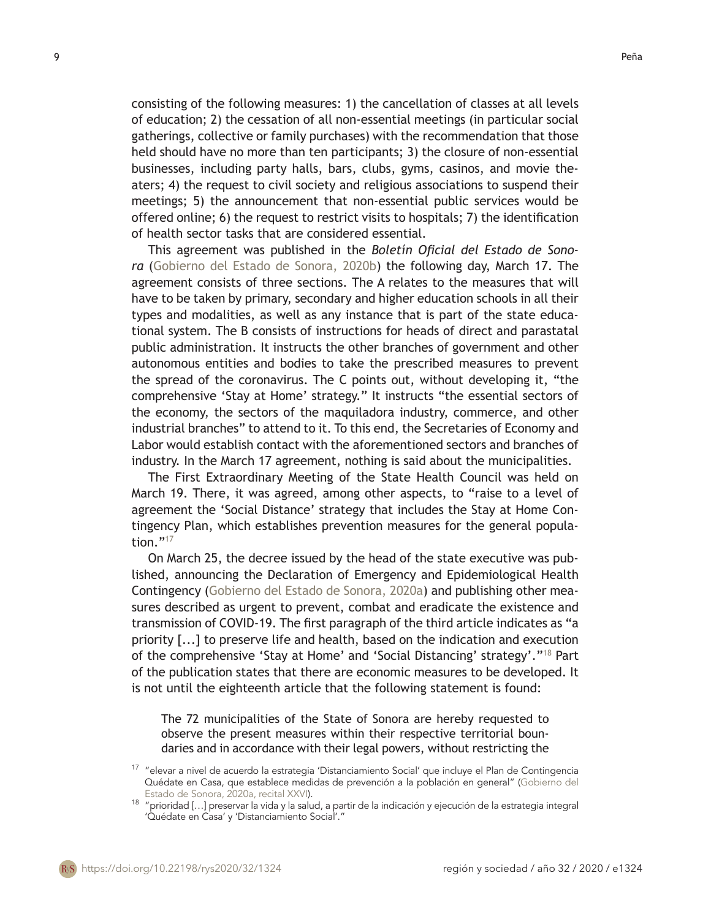consisting of the following measures: 1) the cancellation of classes at all levels of education; 2) the cessation of all non-essential meetings (in particular social gatherings, collective or family purchases) with the recommendation that those held should have no more than ten participants; 3) the closure of non-essential businesses, including party halls, bars, clubs, gyms, casinos, and movie theaters; 4) the request to civil society and religious associations to suspend their meetings; 5) the announcement that non-essential public services would be offered online; 6) the request to restrict visits to hospitals; 7) the identification of health sector tasks that are considered essential.

This agreement was published in the *Boletín Oficial del Estado de Sonora* (Gobierno del Estado de Sonora, 2020b) the following day, March 17. The agreement consists of three sections. The A relates to the measures that will have to be taken by primary, secondary and higher education schools in all their types and modalities, as well as any instance that is part of the state educational system. The B consists of instructions for heads of direct and parastatal public administration. It instructs the other branches of government and other autonomous entities and bodies to take the prescribed measures to prevent the spread of the coronavirus. The C points out, without developing it, "the comprehensive 'Stay at Home' strategy." It instructs "the essential sectors of the economy, the sectors of the maquiladora industry, commerce, and other industrial branches" to attend to it. To this end, the Secretaries of Economy and Labor would establish contact with the aforementioned sectors and branches of industry. In the March 17 agreement, nothing is said about the municipalities.

The First Extraordinary Meeting of the State Health Council was held on March 19. There, it was agreed, among other aspects, to "raise to a level of agreement the 'Social Distance' strategy that includes the Stay at Home Contingency Plan, which establishes prevention measures for the general population."[17]

On March 25, the decree issued by the head of the state executive was published, announcing the Declaration of Emergency and Epidemiological Health Contingency (Gobierno del Estado de Sonora, 2020a) and publishing other measures described as urgent to prevent, combat and eradicate the existence and transmission of COVID-19. The first paragraph of the third article indicates as "a priority [...] to preserve life and health, based on the indication and execution of the comprehensive 'Stay at Home' and 'Social Distancing' strategy'."[18] Part of the publication states that there are economic measures to be developed. It is not until the eighteenth article that the following statement is found:

> The 72 municipalities of the State of Sonora are hereby requested to observe the present measures within their respective territorial boundaries and in accordance with their legal powers, without restricting the

---

[17] "elevar a nivel de acuerdo la estrategia 'Distanciamiento Social' que incluye el Plan de Contingencia Quédate en Casa, que establece medidas de prevención a la población en general" (Gobierno del Estado de Sonora, 2020a, recital XXVI).

[18] "prioridad [...] preservar la vida y la salud, a partir de la indicación y ejecución de la estrategia integral 'Quédate en Casa' y 'Distanciamiento Social'."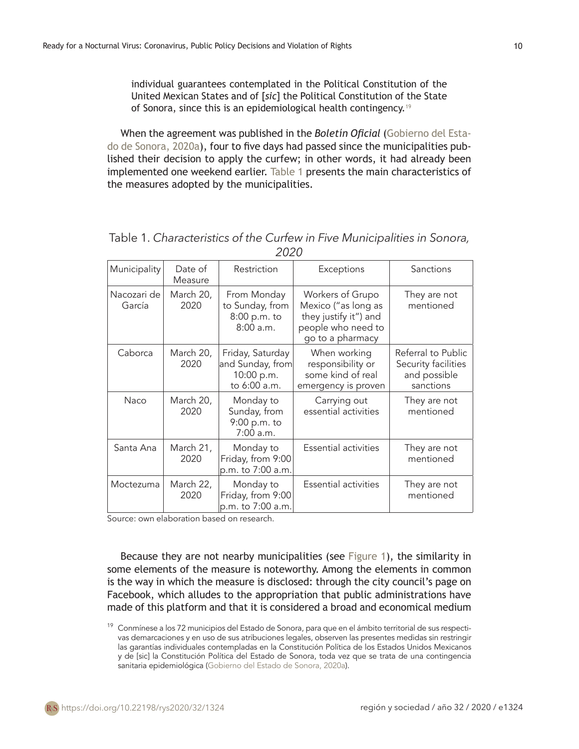individual guarantees contemplated in the Political Constitution of the United Mexican States and of [*sic*] the Political Constitution of the State of Sonora, since this is an epidemiological health contingency.[19]

When the agreement was published in the *Boletín Oficial* (Gobierno del Estado de Sonora, 2020a), four to five days had passed since the municipalities published their decision to apply the curfew; in other words, it had already been implemented one weekend earlier. Table 1 presents the main characteristics of the measures adopted by the municipalities.

Table 1. *Characteristics of the Curfew in Five Municipalities in Sonora, 2020*

| Municipality | Date of Measure | Restriction | Exceptions | Sanctions |
|---|---|---|---|---|
| Nacozari de García | March 20, 2020 | From Monday to Sunday, from 8:00 p.m. to 8:00 a.m. | Workers of Grupo Mexico ("as long as they justify it") and people who need to go to a pharmacy | They are not mentioned |
| Caborca | March 20, 2020 | Friday, Saturday and Sunday, from 10:00 p.m. to 6:00 a.m. | When working responsibility or some kind of real emergency is proven | Referral to Public Security facilities and possible sanctions |
| Naco | March 20, 2020 | Monday to Sunday, from 9:00 p.m. to 7:00 a.m. | Carrying out essential activities | They are not mentioned |
| Santa Ana | March 21, 2020 | Monday to Friday, from 9:00 p.m. to 7:00 a.m. | Essential activities | They are not mentioned |
| Moctezuma | March 22, 2020 | Monday to Friday, from 9:00 p.m. to 7:00 a.m. | Essential activities | They are not mentioned |

Source: own elaboration based on research.

Because they are not nearby municipalities (see Figure 1), the similarity in some elements of the measure is noteworthy. Among the elements in common is the way in which the measure is disclosed: through the city council's page on Facebook, which alludes to the appropriation that public administrations have made of this platform and that it is considered a broad and economical medium

[19] Conmínese a los 72 municipios del Estado de Sonora, para que en el ámbito territorial de sus respectivas demarcaciones y en uso de sus atribuciones legales, observen las presentes medidas sin restringir las garantías individuales contempladas en la Constitución Política de los Estados Unidos Mexicanos y de [sic] la Constitución Política del Estado de Sonora, toda vez que se trata de una contingencia sanitaria epidemiológica (Gobierno del Estado de Sonora, 2020a).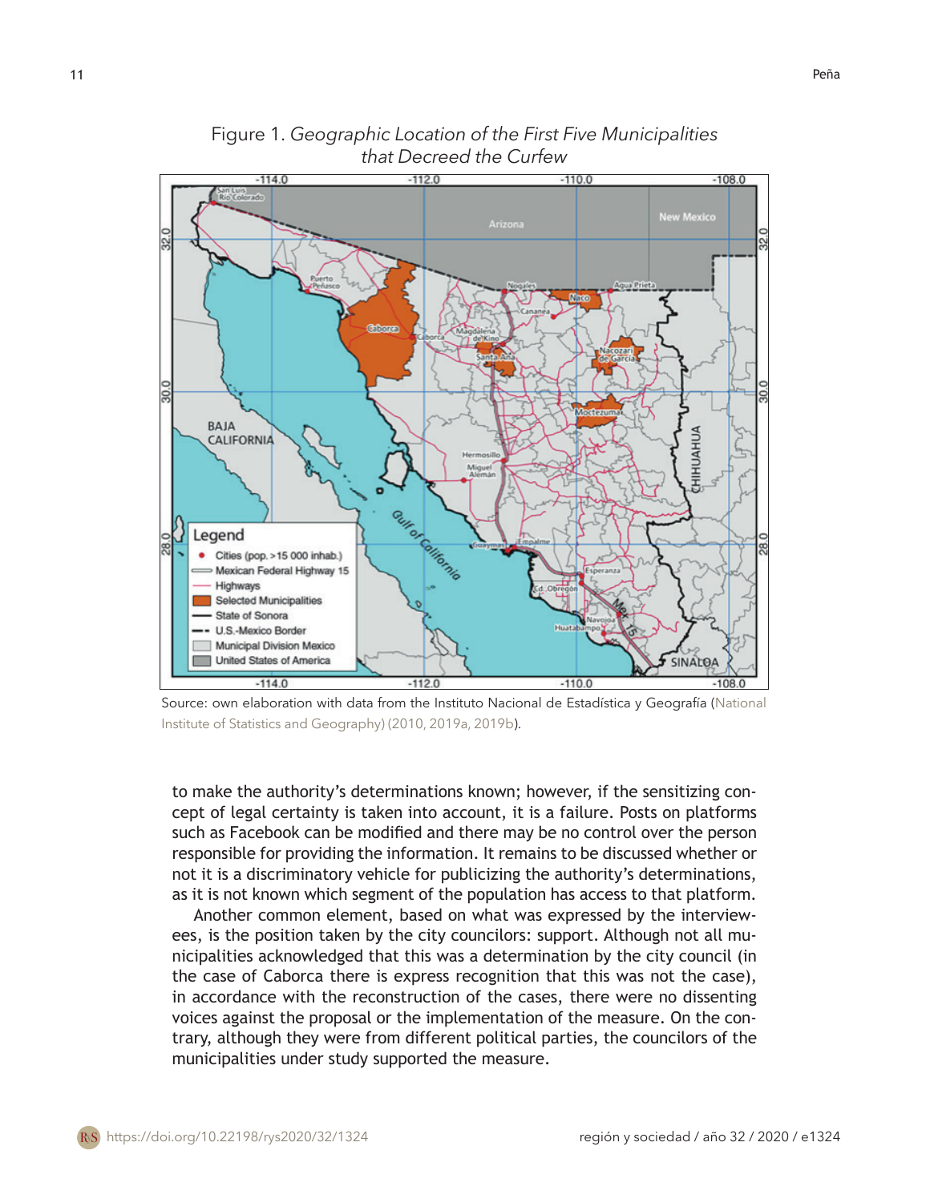Figure 1. *Geographic Location of the First Five Municipalities that Decreed the Curfew*

Source: own elaboration with data from the Instituto Nacional de Estadística y Geografía (National Institute of Statistics and Geography) (2010, 2019a, 2019b).

to make the authority's determinations known; however, if the sensitizing concept of legal certainty is taken into account, it is a failure. Posts on platforms such as Facebook can be modified and there may be no control over the person responsible for providing the information. It remains to be discussed whether or not it is a discriminatory vehicle for publicizing the authority's determinations, as it is not known which segment of the population has access to that platform.

Another common element, based on what was expressed by the interviewees, is the position taken by the city councilors: support. Although not all municipalities acknowledged that this was a determination by the city council (in the case of Caborca there is express recognition that this was not the case), in accordance with the reconstruction of the cases, there were no dissenting voices against the proposal or the implementation of the measure. On the contrary, although they were from different political parties, the councilors of the municipalities under study supported the measure.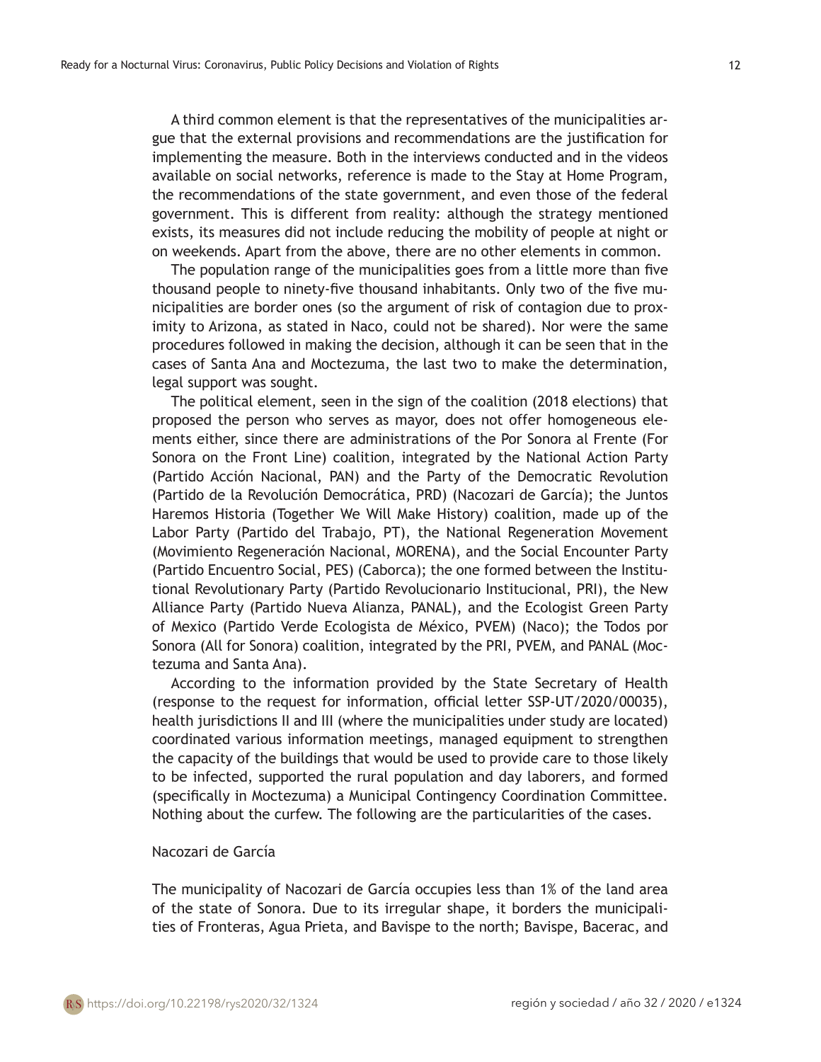A third common element is that the representatives of the municipalities argue that the external provisions and recommendations are the justification for implementing the measure. Both in the interviews conducted and in the videos available on social networks, reference is made to the Stay at Home Program, the recommendations of the state government, and even those of the federal government. This is different from reality: although the strategy mentioned exists, its measures did not include reducing the mobility of people at night or on weekends. Apart from the above, there are no other elements in common.

The population range of the municipalities goes from a little more than five thousand people to ninety-five thousand inhabitants. Only two of the five municipalities are border ones (so the argument of risk of contagion due to proximity to Arizona, as stated in Naco, could not be shared). Nor were the same procedures followed in making the decision, although it can be seen that in the cases of Santa Ana and Moctezuma, the last two to make the determination, legal support was sought.

The political element, seen in the sign of the coalition (2018 elections) that proposed the person who serves as mayor, does not offer homogeneous elements either, since there are administrations of the Por Sonora al Frente (For Sonora on the Front Line) coalition, integrated by the National Action Party (Partido Acción Nacional, PAN) and the Party of the Democratic Revolution (Partido de la Revolución Democrática, PRD) (Nacozari de García); the Juntos Haremos Historia (Together We Will Make History) coalition, made up of the Labor Party (Partido del Trabajo, PT), the National Regeneration Movement (Movimiento Regeneración Nacional, MORENA), and the Social Encounter Party (Partido Encuentro Social, PES) (Caborca); the one formed between the Institutional Revolutionary Party (Partido Revolucionario Institucional, PRI), the New Alliance Party (Partido Nueva Alianza, PANAL), and the Ecologist Green Party of Mexico (Partido Verde Ecologista de México, PVEM) (Naco); the Todos por Sonora (All for Sonora) coalition, integrated by the PRI, PVEM, and PANAL (Moctezuma and Santa Ana).

According to the information provided by the State Secretary of Health (response to the request for information, official letter SSP-UT/2020/00035), health jurisdictions II and III (where the municipalities under study are located) coordinated various information meetings, managed equipment to strengthen the capacity of the buildings that would be used to provide care to those likely to be infected, supported the rural population and day laborers, and formed (specifically in Moctezuma) a Municipal Contingency Coordination Committee. Nothing about the curfew. The following are the particularities of the cases.

### Nacozari de García

The municipality of Nacozari de García occupies less than 1% of the land area of the state of Sonora. Due to its irregular shape, it borders the municipalities of Fronteras, Agua Prieta, and Bavispe to the north; Bavispe, Bacerac, and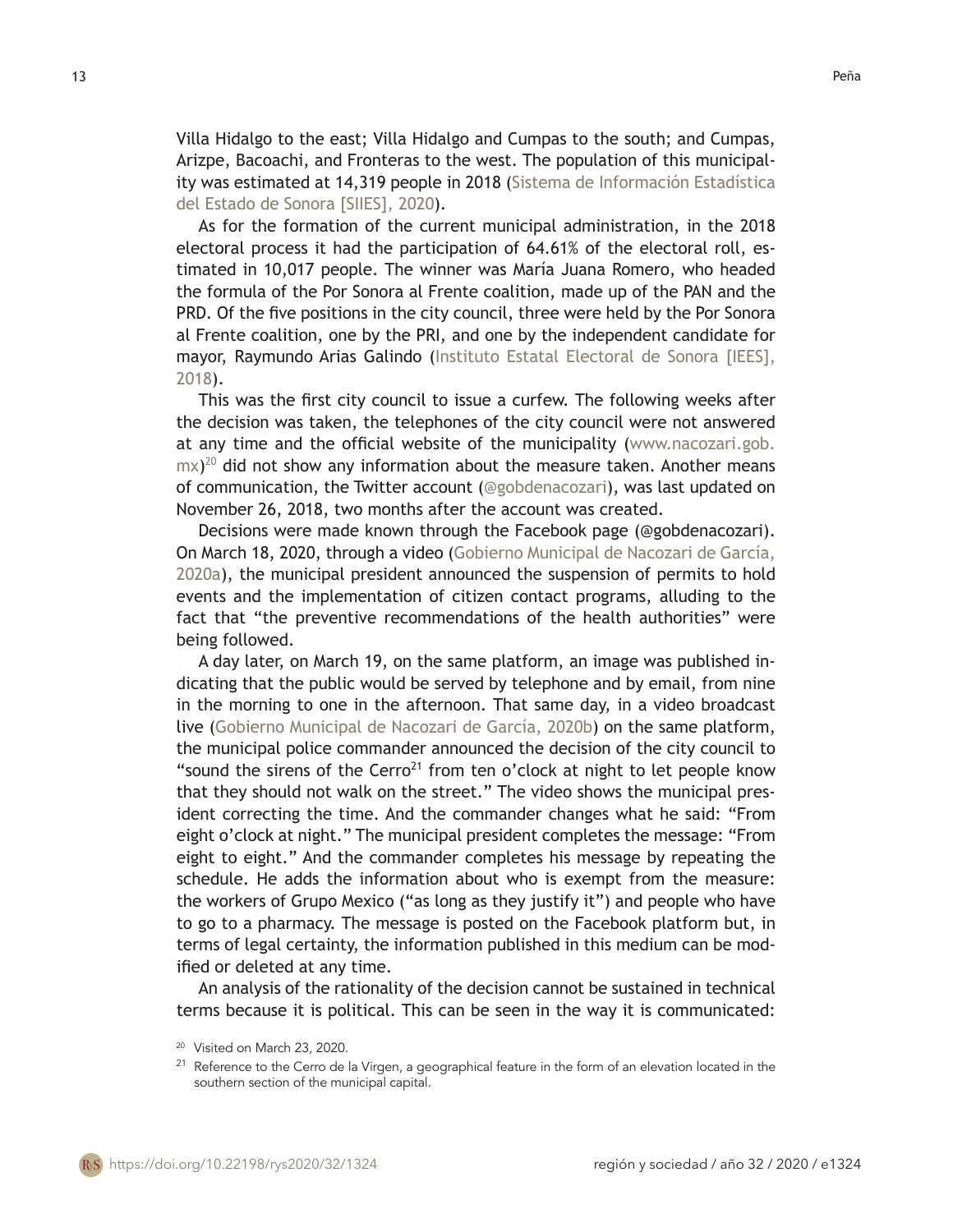Villa Hidalgo to the east; Villa Hidalgo and Cumpas to the south; and Cumpas, Arizpe, Bacoachi, and Fronteras to the west. The population of this municipality was estimated at 14,319 people in 2018 (Sistema de Información Estadística del Estado de Sonora [SIIES], 2020).

As for the formation of the current municipal administration, in the 2018 electoral process it had the participation of 64.61% of the electoral roll, estimated in 10,017 people. The winner was María Juana Romero, who headed the formula of the Por Sonora al Frente coalition, made up of the PAN and the PRD. Of the five positions in the city council, three were held by the Por Sonora al Frente coalition, one by the PRI, and one by the independent candidate for mayor, Raymundo Arias Galindo (Instituto Estatal Electoral de Sonora [IEES], 2018).

This was the first city council to issue a curfew. The following weeks after the decision was taken, the telephones of the city council were not answered at any time and the official website of the municipality (www.nacozari.gob.mx)[20] did not show any information about the measure taken. Another means of communication, the Twitter account (@gobdenacozari), was last updated on November 26, 2018, two months after the account was created.

Decisions were made known through the Facebook page (@gobdenacozari). On March 18, 2020, through a video (Gobierno Municipal de Nacozari de García, 2020a), the municipal president announced the suspension of permits to hold events and the implementation of citizen contact programs, alluding to the fact that "the preventive recommendations of the health authorities" were being followed.

A day later, on March 19, on the same platform, an image was published indicating that the public would be served by telephone and by email, from nine in the morning to one in the afternoon. That same day, in a video broadcast live (Gobierno Municipal de Nacozari de García, 2020b) on the same platform, the municipal police commander announced the decision of the city council to "sound the sirens of the Cerro[21] from ten o'clock at night to let people know that they should not walk on the street." The video shows the municipal president correcting the time. And the commander changes what he said: "From eight o'clock at night." The municipal president completes the message: "From eight to eight." And the commander completes his message by repeating the schedule. He adds the information about who is exempt from the measure: the workers of Grupo Mexico ("as long as they justify it") and people who have to go to a pharmacy. The message is posted on the Facebook platform but, in terms of legal certainty, the information published in this medium can be modified or deleted at any time.

An analysis of the rationality of the decision cannot be sustained in technical terms because it is political. This can be seen in the way it is communicated:

[20] Visited on March 23, 2020.

[21] Reference to the Cerro de la Virgen, a geographical feature in the form of an elevation located in the southern section of the municipal capital.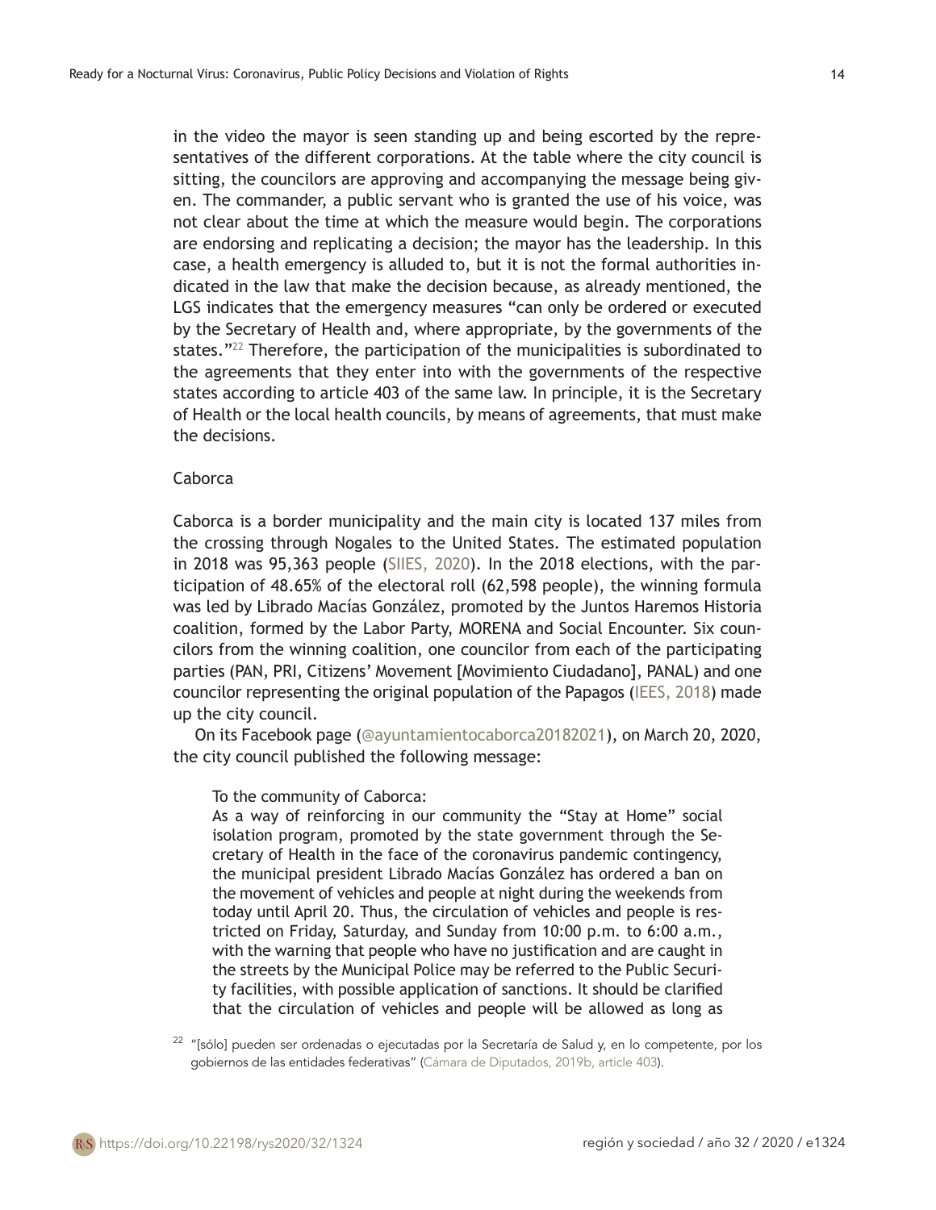in the video the mayor is seen standing up and being escorted by the representatives of the different corporations. At the table where the city council is sitting, the councilors are approving and accompanying the message being given. The commander, a public servant who is granted the use of his voice, was not clear about the time at which the measure would begin. The corporations are endorsing and replicating a decision; the mayor has the leadership. In this case, a health emergency is alluded to, but it is not the formal authorities indicated in the law that make the decision because, as already mentioned, the LGS indicates that the emergency measures "can only be ordered or executed by the Secretary of Health and, where appropriate, by the governments of the states."[22] Therefore, the participation of the municipalities is subordinated to the agreements that they enter into with the governments of the respective states according to article 403 of the same law. In principle, it is the Secretary of Health or the local health councils, by means of agreements, that must make the decisions.

### Caborca

Caborca is a border municipality and the main city is located 137 miles from the crossing through Nogales to the United States. The estimated population in 2018 was 95,363 people (SIIES, 2020). In the 2018 elections, with the participation of 48.65% of the electoral roll (62,598 people), the winning formula was led by Librado Macías González, promoted by the Juntos Haremos Historia coalition, formed by the Labor Party, MORENA and Social Encounter. Six councilors from the winning coalition, one councilor from each of the participating parties (PAN, PRI, Citizens' Movement [Movimiento Ciudadano], PANAL) and one councilor representing the original population of the Papagos (IEES, 2018) made up the city council.

On its Facebook page (@ayuntamientocaborca20182021), on March 20, 2020, the city council published the following message:

> To the community of Caborca:
> As a way of reinforcing in our community the "Stay at Home" social isolation program, promoted by the state government through the Secretary of Health in the face of the coronavirus pandemic contingency, the municipal president Librado Macías González has ordered a ban on the movement of vehicles and people at night during the weekends from today until April 20. Thus, the circulation of vehicles and people is restricted on Friday, Saturday, and Sunday from 10:00 p.m. to 6:00 a.m., with the warning that people who have no justification and are caught in the streets by the Municipal Police may be referred to the Public Security facilities, with possible application of sanctions. It should be clarified that the circulation of vehicles and people will be allowed as long as

[22] "[sólo] pueden ser ordenadas o ejecutadas por la Secretaría de Salud y, en lo competente, por los gobiernos de las entidades federativas" (Cámara de Diputados, 2019b, article 403).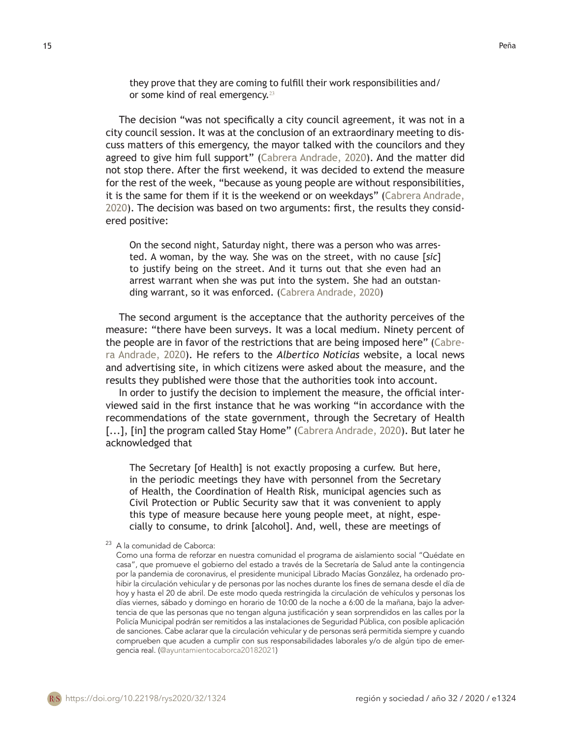> they prove that they are coming to fulfill their work responsibilities and/or some kind of real emergency.[23]

The decision "was not specifically a city council agreement, it was not in a city council session. It was at the conclusion of an extraordinary meeting to discuss matters of this emergency, the mayor talked with the councilors and they agreed to give him full support" (Cabrera Andrade, 2020). And the matter did not stop there. After the first weekend, it was decided to extend the measure for the rest of the week, "because as young people are without responsibilities, it is the same for them if it is the weekend or on weekdays" (Cabrera Andrade, 2020). The decision was based on two arguments: first, the results they considered positive:

> On the second night, Saturday night, there was a person who was arrested. A woman, by the way. She was on the street, with no cause [*sic*] to justify being on the street. And it turns out that she even had an arrest warrant when she was put into the system. She had an outstanding warrant, so it was enforced. (Cabrera Andrade, 2020)

The second argument is the acceptance that the authority perceives of the measure: "there have been surveys. It was a local medium. Ninety percent of the people are in favor of the restrictions that are being imposed here" (Cabrera Andrade, 2020). He refers to the *Albertico Noticias* website, a local news and advertising site, in which citizens were asked about the measure, and the results they published were those that the authorities took into account.

In order to justify the decision to implement the measure, the official interviewed said in the first instance that he was working "in accordance with the recommendations of the state government, through the Secretary of Health [...], [in] the program called Stay Home" (Cabrera Andrade, 2020). But later he acknowledged that

> The Secretary [of Health] is not exactly proposing a curfew. But here, in the periodic meetings they have with personnel from the Secretary of Health, the Coordination of Health Risk, municipal agencies such as Civil Protection or Public Security saw that it was convenient to apply this type of measure because here young people meet, at night, especially to consume, to drink [alcohol]. And, well, these are meetings of

[23] A la comunidad de Caborca:
Como una forma de reforzar en nuestra comunidad el programa de aislamiento social "Quédate en casa", que promueve el gobierno del estado a través de la Secretaría de Salud ante la contingencia por la pandemia de coronavirus, el presidente municipal Librado Macías González, ha ordenado prohibir la circulación vehicular y de personas por las noches durante los fines de semana desde el día de hoy y hasta el 20 de abril. De este modo queda restringida la circulación de vehículos y personas los días viernes, sábado y domingo en horario de 10:00 de la noche a 6:00 de la mañana, bajo la advertencia de que las personas que no tengan alguna justificación y sean sorprendidos en las calles por la Policía Municipal podrán ser remitidos a las instalaciones de Seguridad Pública, con posible aplicación de sanciones. Cabe aclarar que la circulación vehicular y de personas será permitida siempre y cuando comprueben que acuden a cumplir con sus responsabilidades laborales y/o de algún tipo de emergencia real. (@ayuntamientocaborca20182021)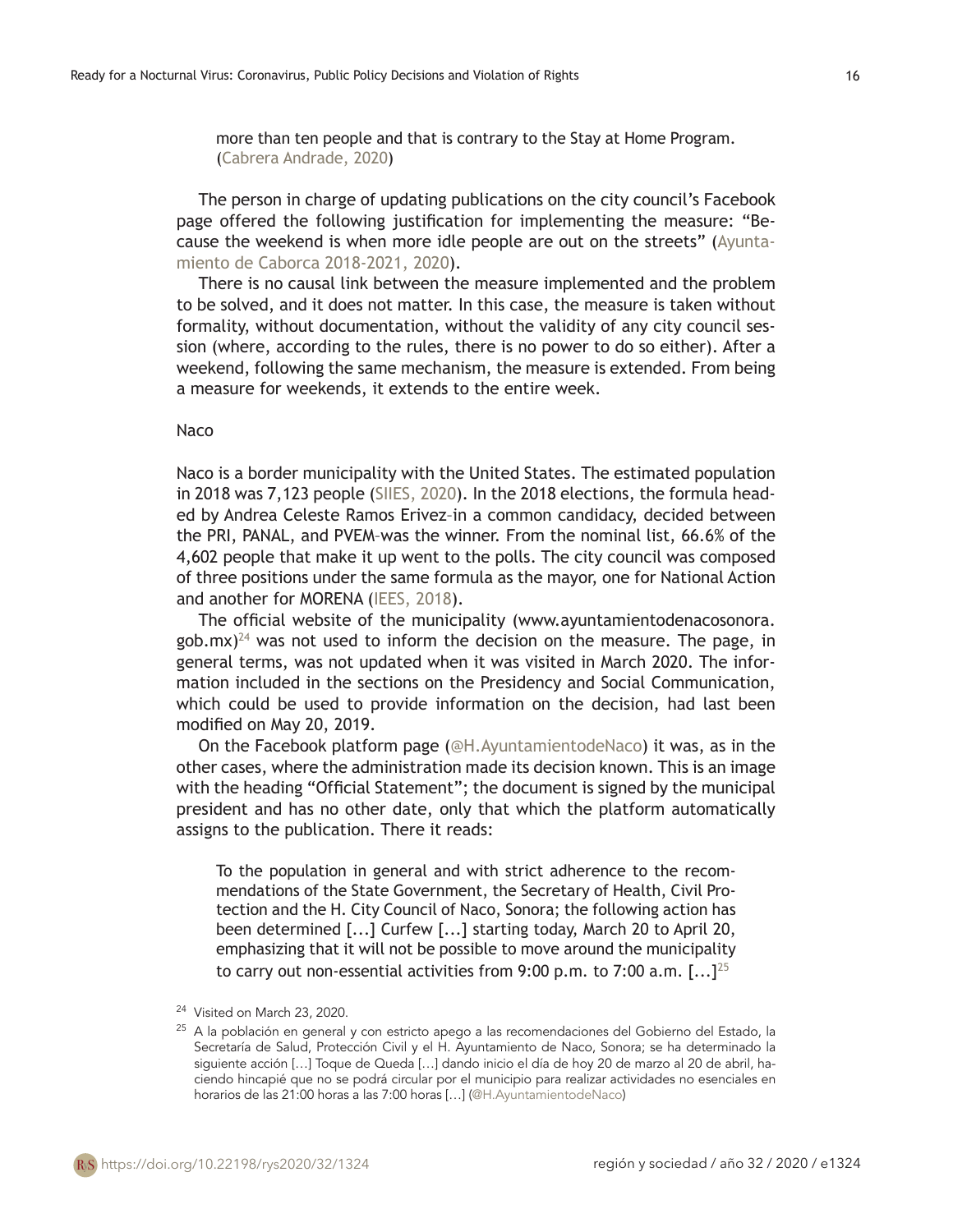> more than ten people and that is contrary to the Stay at Home Program. (Cabrera Andrade, 2020)

The person in charge of updating publications on the city council's Facebook page offered the following justification for implementing the measure: "Because the weekend is when more idle people are out on the streets" (Ayuntamiento de Caborca 2018-2021, 2020).

There is no causal link between the measure implemented and the problem to be solved, and it does not matter. In this case, the measure is taken without formality, without documentation, without the validity of any city council session (where, according to the rules, there is no power to do so either). After a weekend, following the same mechanism, the measure is extended. From being a measure for weekends, it extends to the entire week.

### Naco

Naco is a border municipality with the United States. The estimated population in 2018 was 7,123 people (SIIES, 2020). In the 2018 elections, the formula headed by Andrea Celeste Ramos Erivez–in a common candidacy, decided between the PRI, PANAL, and PVEM–was the winner. From the nominal list, 66.6% of the 4,602 people that make it up went to the polls. The city council was composed of three positions under the same formula as the mayor, one for National Action and another for MORENA (IEES, 2018).

The official website of the municipality (www.ayuntamientodenacosonora.gob.mx)[24] was not used to inform the decision on the measure. The page, in general terms, was not updated when it was visited in March 2020. The information included in the sections on the Presidency and Social Communication, which could be used to provide information on the decision, had last been modified on May 20, 2019.

On the Facebook platform page (@H.AyuntamientodeNaco) it was, as in the other cases, where the administration made its decision known. This is an image with the heading "Official Statement"; the document is signed by the municipal president and has no other date, only that which the platform automatically assigns to the publication. There it reads:

> To the population in general and with strict adherence to the recommendations of the State Government, the Secretary of Health, Civil Protection and the H. City Council of Naco, Sonora; the following action has been determined [...] Curfew [...] starting today, March 20 to April 20, emphasizing that it will not be possible to move around the municipality to carry out non-essential activities from 9:00 p.m. to 7:00 a.m. [...][25]

[24] Visited on March 23, 2020.

[25] A la población en general y con estricto apego a las recomendaciones del Gobierno del Estado, la Secretaría de Salud, Protección Civil y el H. Ayuntamiento de Naco, Sonora; se ha determinado la siguiente acción [...] Toque de Queda [...] dando inicio el día de hoy 20 de marzo al 20 de abril, haciendo hincapié que no se podrá circular por el municipio para realizar actividades no esenciales en horarios de las 21:00 horas a las 7:00 horas [...] (@H.AyuntamientodeNaco)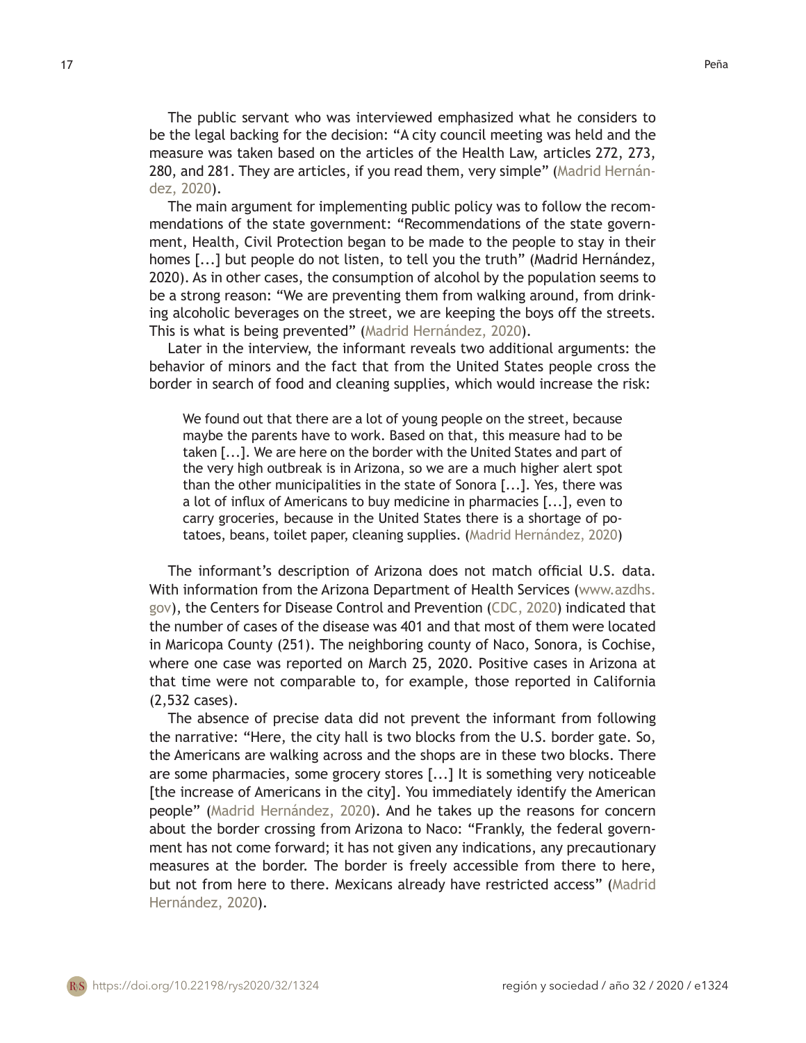The public servant who was interviewed emphasized what he considers to be the legal backing for the decision: "A city council meeting was held and the measure was taken based on the articles of the Health Law, articles 272, 273, 280, and 281. They are articles, if you read them, very simple" (Madrid Hernández, 2020).

The main argument for implementing public policy was to follow the recommendations of the state government: "Recommendations of the state government, Health, Civil Protection began to be made to the people to stay in their homes [...] but people do not listen, to tell you the truth" (Madrid Hernández, 2020). As in other cases, the consumption of alcohol by the population seems to be a strong reason: "We are preventing them from walking around, from drinking alcoholic beverages on the street, we are keeping the boys off the streets. This is what is being prevented" (Madrid Hernández, 2020).

Later in the interview, the informant reveals two additional arguments: the behavior of minors and the fact that from the United States people cross the border in search of food and cleaning supplies, which would increase the risk:

> We found out that there are a lot of young people on the street, because maybe the parents have to work. Based on that, this measure had to be taken [...]. We are here on the border with the United States and part of the very high outbreak is in Arizona, so we are a much higher alert spot than the other municipalities in the state of Sonora [...]. Yes, there was a lot of influx of Americans to buy medicine in pharmacies [...], even to carry groceries, because in the United States there is a shortage of potatoes, beans, toilet paper, cleaning supplies. (Madrid Hernández, 2020)

The informant's description of Arizona does not match official U.S. data. With information from the Arizona Department of Health Services (www.azdhs.gov), the Centers for Disease Control and Prevention (CDC, 2020) indicated that the number of cases of the disease was 401 and that most of them were located in Maricopa County (251). The neighboring county of Naco, Sonora, is Cochise, where one case was reported on March 25, 2020. Positive cases in Arizona at that time were not comparable to, for example, those reported in California (2,532 cases).

The absence of precise data did not prevent the informant from following the narrative: "Here, the city hall is two blocks from the U.S. border gate. So, the Americans are walking across and the shops are in these two blocks. There are some pharmacies, some grocery stores [...] It is something very noticeable [the increase of Americans in the city]. You immediately identify the American people" (Madrid Hernández, 2020). And he takes up the reasons for concern about the border crossing from Arizona to Naco: "Frankly, the federal government has not come forward; it has not given any indications, any precautionary measures at the border. The border is freely accessible from there to here, but not from here to there. Mexicans already have restricted access" (Madrid Hernández, 2020).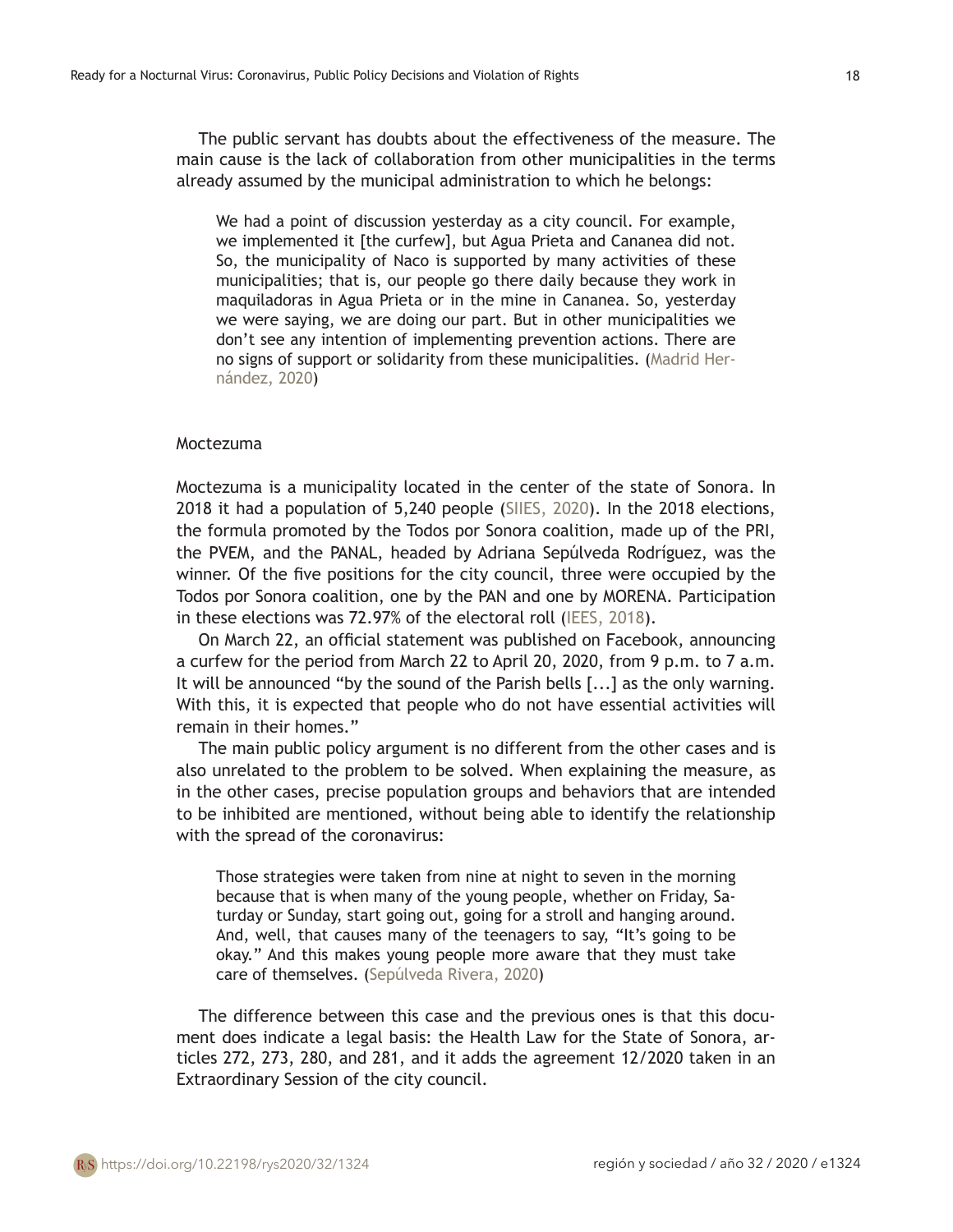The public servant has doubts about the effectiveness of the measure. The main cause is the lack of collaboration from other municipalities in the terms already assumed by the municipal administration to which he belongs:

> We had a point of discussion yesterday as a city council. For example, we implemented it [the curfew], but Agua Prieta and Cananea did not. So, the municipality of Naco is supported by many activities of these municipalities; that is, our people go there daily because they work in maquiladoras in Agua Prieta or in the mine in Cananea. So, yesterday we were saying, we are doing our part. But in other municipalities we don't see any intention of implementing prevention actions. There are no signs of support or solidarity from these municipalities. (Madrid Hernández, 2020)

### Moctezuma

Moctezuma is a municipality located in the center of the state of Sonora. In 2018 it had a population of 5,240 people (SIIES, 2020). In the 2018 elections, the formula promoted by the Todos por Sonora coalition, made up of the PRI, the PVEM, and the PANAL, headed by Adriana Sepúlveda Rodríguez, was the winner. Of the five positions for the city council, three were occupied by the Todos por Sonora coalition, one by the PAN and one by MORENA. Participation in these elections was 72.97% of the electoral roll (IEES, 2018).

On March 22, an official statement was published on Facebook, announcing a curfew for the period from March 22 to April 20, 2020, from 9 p.m. to 7 a.m. It will be announced "by the sound of the Parish bells [...] as the only warning. With this, it is expected that people who do not have essential activities will remain in their homes."

The main public policy argument is no different from the other cases and is also unrelated to the problem to be solved. When explaining the measure, as in the other cases, precise population groups and behaviors that are intended to be inhibited are mentioned, without being able to identify the relationship with the spread of the coronavirus:

> Those strategies were taken from nine at night to seven in the morning because that is when many of the young people, whether on Friday, Saturday or Sunday, start going out, going for a stroll and hanging around. And, well, that causes many of the teenagers to say, "It's going to be okay." And this makes young people more aware that they must take care of themselves. (Sepúlveda Rivera, 2020)

The difference between this case and the previous ones is that this document does indicate a legal basis: the Health Law for the State of Sonora, articles 272, 273, 280, and 281, and it adds the agreement 12/2020 taken in an Extraordinary Session of the city council.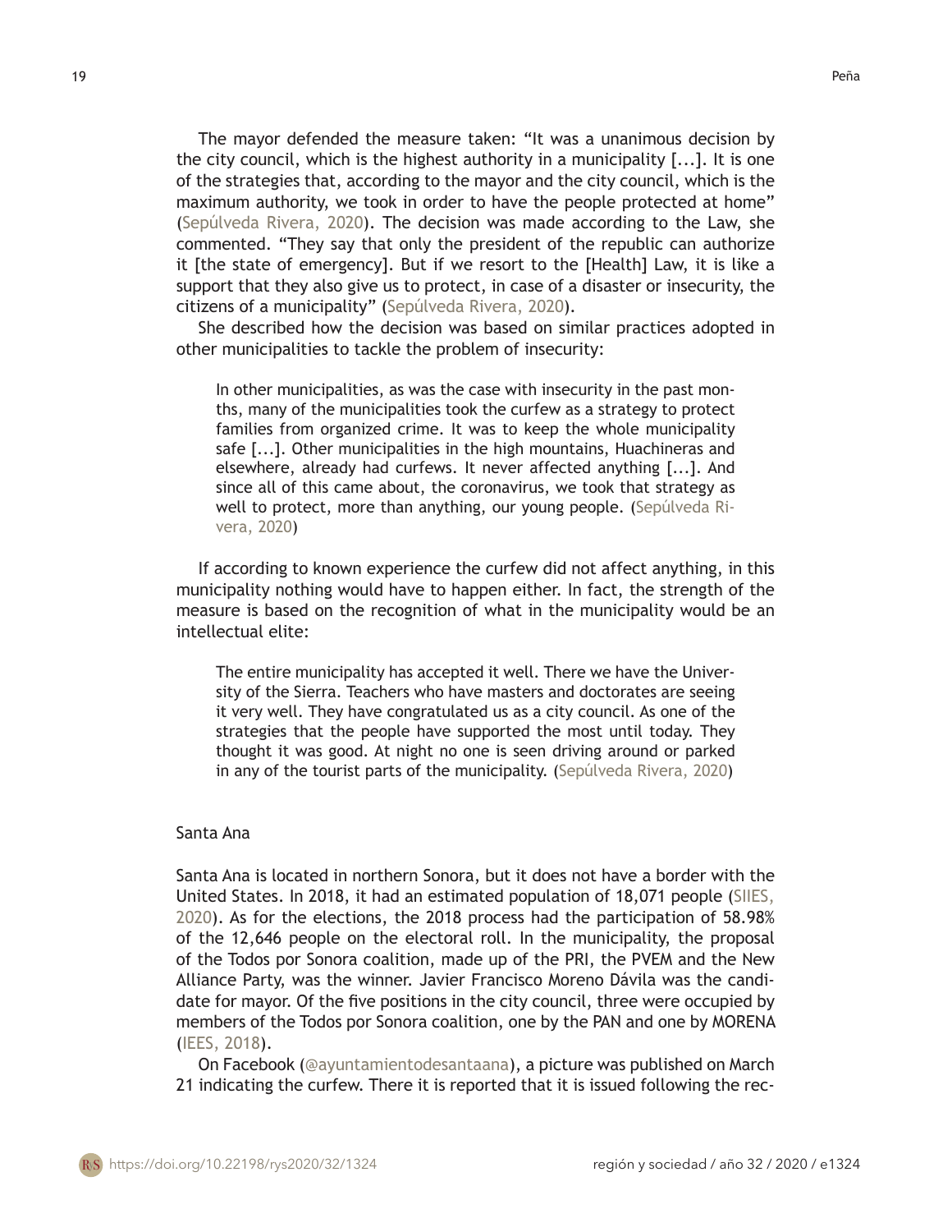The mayor defended the measure taken: “It was a unanimous decision by the city council, which is the highest authority in a municipality [...]. It is one of the strategies that, according to the mayor and the city council, which is the maximum authority, we took in order to have the people protected at home” (Sepúlveda Rivera, 2020). The decision was made according to the Law, she commented. “They say that only the president of the republic can authorize it [the state of emergency]. But if we resort to the [Health] Law, it is like a support that they also give us to protect, in case of a disaster or insecurity, the citizens of a municipality” (Sepúlveda Rivera, 2020).

She described how the decision was based on similar practices adopted in other municipalities to tackle the problem of insecurity:

> In other municipalities, as was the case with insecurity in the past months, many of the municipalities took the curfew as a strategy to protect families from organized crime. It was to keep the whole municipality safe [...]. Other municipalities in the high mountains, Huachineras and elsewhere, already had curfews. It never affected anything [...]. And since all of this came about, the coronavirus, we took that strategy as well to protect, more than anything, our young people. (Sepúlveda Rivera, 2020)

If according to known experience the curfew did not affect anything, in this municipality nothing would have to happen either. In fact, the strength of the measure is based on the recognition of what in the municipality would be an intellectual elite:

> The entire municipality has accepted it well. There we have the University of the Sierra. Teachers who have masters and doctorates are seeing it very well. They have congratulated us as a city council. As one of the strategies that the people have supported the most until today. They thought it was good. At night no one is seen driving around or parked in any of the tourist parts of the municipality. (Sepúlveda Rivera, 2020)

### Santa Ana

Santa Ana is located in northern Sonora, but it does not have a border with the United States. In 2018, it had an estimated population of 18,071 people (SIIES, 2020). As for the elections, the 2018 process had the participation of 58.98% of the 12,646 people on the electoral roll. In the municipality, the proposal of the Todos por Sonora coalition, made up of the PRI, the PVEM and the New Alliance Party, was the winner. Javier Francisco Moreno Dávila was the candidate for mayor. Of the five positions in the city council, three were occupied by members of the Todos por Sonora coalition, one by the PAN and one by MORENA (IEES, 2018).

On Facebook (@ayuntamientodesantaana), a picture was published on March 21 indicating the curfew. There it is reported that it is issued following the rec-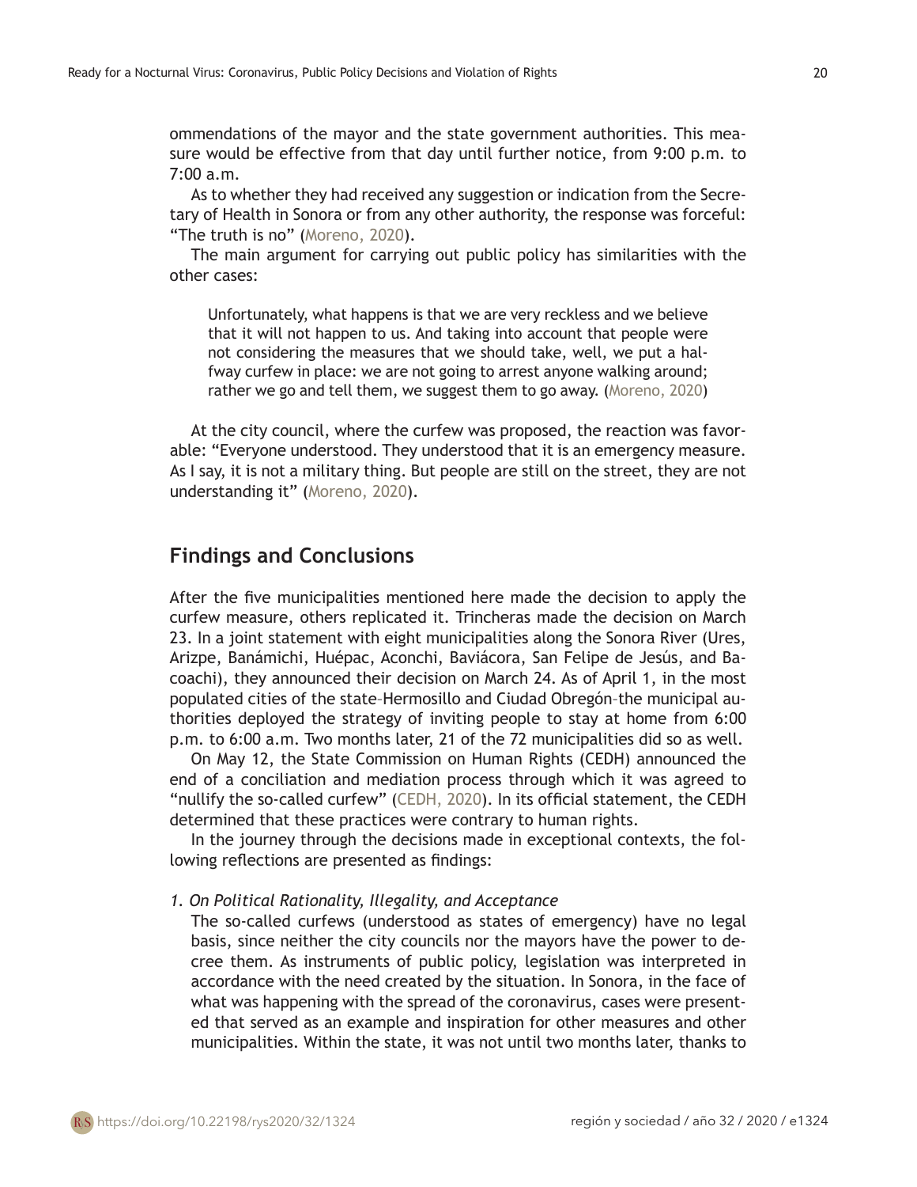ommendations of the mayor and the state government authorities. This measure would be effective from that day until further notice, from 9:00 p.m. to 7:00 a.m.

As to whether they had received any suggestion or indication from the Secretary of Health in Sonora or from any other authority, the response was forceful: "The truth is no" (Moreno, 2020).

The main argument for carrying out public policy has similarities with the other cases:

> Unfortunately, what happens is that we are very reckless and we believe that it will not happen to us. And taking into account that people were not considering the measures that we should take, well, we put a halfway curfew in place: we are not going to arrest anyone walking around; rather we go and tell them, we suggest them to go away. (Moreno, 2020)

At the city council, where the curfew was proposed, the reaction was favorable: "Everyone understood. They understood that it is an emergency measure. As I say, it is not a military thing. But people are still on the street, they are not understanding it" (Moreno, 2020).

## Findings and Conclusions

After the five municipalities mentioned here made the decision to apply the curfew measure, others replicated it. Trincheras made the decision on March 23. In a joint statement with eight municipalities along the Sonora River (Ures, Arizpe, Banámichi, Huépac, Aconchi, Baviácora, San Felipe de Jesús, and Bacoachi), they announced their decision on March 24. As of April 1, in the most populated cities of the state–Hermosillo and Ciudad Obregón–the municipal authorities deployed the strategy of inviting people to stay at home from 6:00 p.m. to 6:00 a.m. Two months later, 21 of the 72 municipalities did so as well.

On May 12, the State Commission on Human Rights (CEDH) announced the end of a conciliation and mediation process through which it was agreed to "nullify the so-called curfew" (CEDH, 2020). In its official statement, the CEDH determined that these practices were contrary to human rights.

In the journey through the decisions made in exceptional contexts, the following reflections are presented as findings:

*1. On Political Rationality, Illegality, and Acceptance*

The so-called curfews (understood as states of emergency) have no legal basis, since neither the city councils nor the mayors have the power to decree them. As instruments of public policy, legislation was interpreted in accordance with the need created by the situation. In Sonora, in the face of what was happening with the spread of the coronavirus, cases were presented that served as an example and inspiration for other measures and other municipalities. Within the state, it was not until two months later, thanks to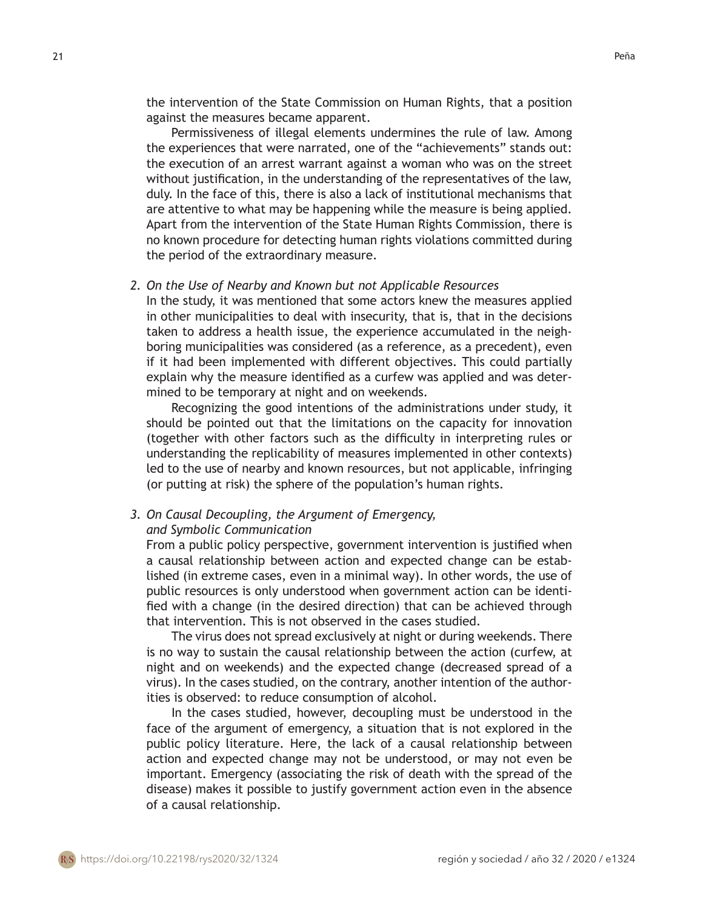the intervention of the State Commission on Human Rights, that a position against the measures became apparent.

Permissiveness of illegal elements undermines the rule of law. Among the experiences that were narrated, one of the "achievements" stands out: the execution of an arrest warrant against a woman who was on the street without justification, in the understanding of the representatives of the law, duly. In the face of this, there is also a lack of institutional mechanisms that are attentive to what may be happening while the measure is being applied. Apart from the intervention of the State Human Rights Commission, there is no known procedure for detecting human rights violations committed during the period of the extraordinary measure.

*2. On the Use of Nearby and Known but not Applicable Resources*

In the study, it was mentioned that some actors knew the measures applied in other municipalities to deal with insecurity, that is, that in the decisions taken to address a health issue, the experience accumulated in the neighboring municipalities was considered (as a reference, as a precedent), even if it had been implemented with different objectives. This could partially explain why the measure identified as a curfew was applied and was determined to be temporary at night and on weekends.

Recognizing the good intentions of the administrations under study, it should be pointed out that the limitations on the capacity for innovation (together with other factors such as the difficulty in interpreting rules or understanding the replicability of measures implemented in other contexts) led to the use of nearby and known resources, but not applicable, infringing (or putting at risk) the sphere of the population's human rights.

*3. On Causal Decoupling, the Argument of Emergency, and Symbolic Communication*

From a public policy perspective, government intervention is justified when a causal relationship between action and expected change can be established (in extreme cases, even in a minimal way). In other words, the use of public resources is only understood when government action can be identified with a change (in the desired direction) that can be achieved through that intervention. This is not observed in the cases studied.

The virus does not spread exclusively at night or during weekends. There is no way to sustain the causal relationship between the action (curfew, at night and on weekends) and the expected change (decreased spread of a virus). In the cases studied, on the contrary, another intention of the authorities is observed: to reduce consumption of alcohol.

In the cases studied, however, decoupling must be understood in the face of the argument of emergency, a situation that is not explored in the public policy literature. Here, the lack of a causal relationship between action and expected change may not be understood, or may not even be important. Emergency (associating the risk of death with the spread of the disease) makes it possible to justify government action even in the absence of a causal relationship.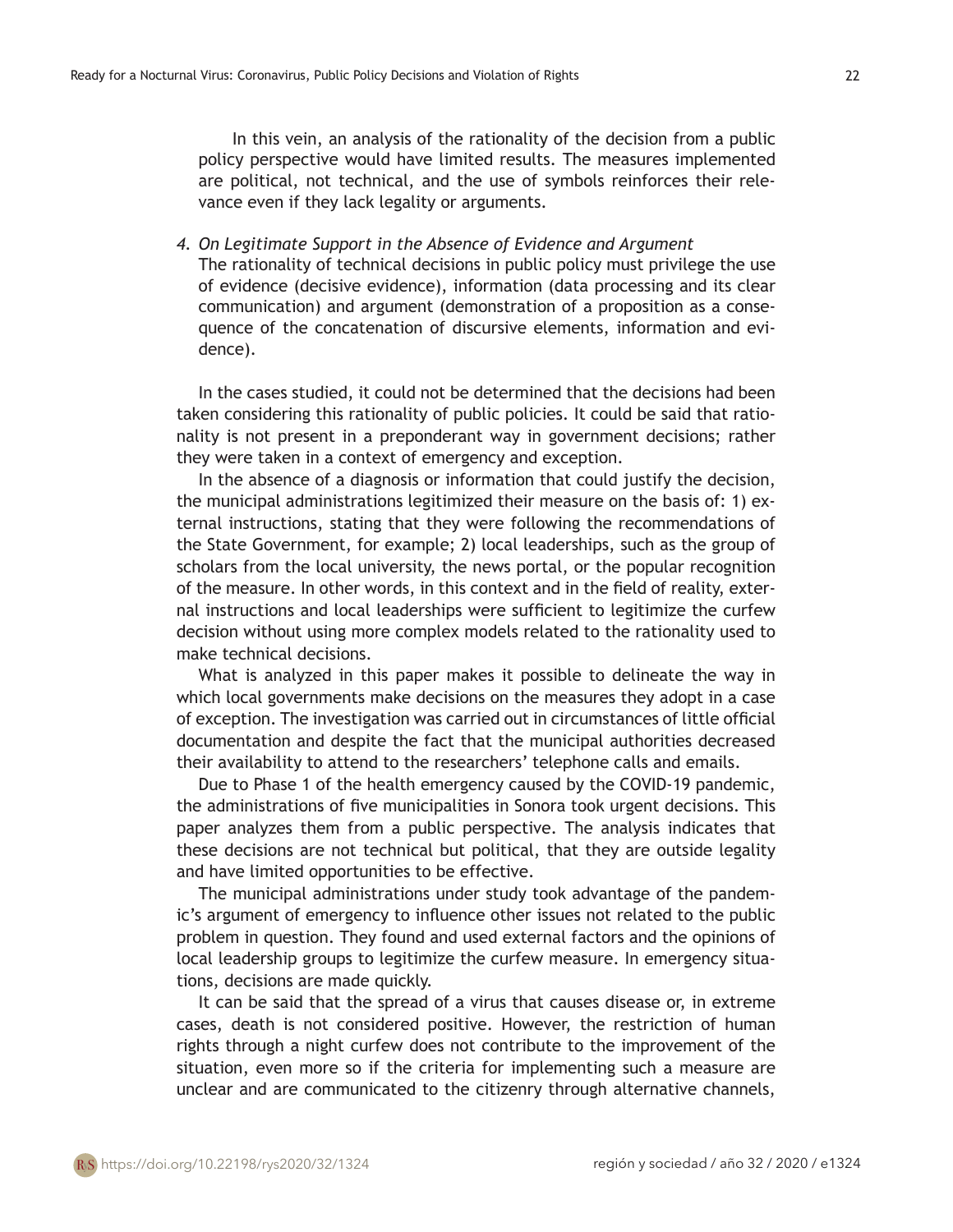In this vein, an analysis of the rationality of the decision from a public policy perspective would have limited results. The measures implemented are political, not technical, and the use of symbols reinforces their relevance even if they lack legality or arguments.

4. *On Legitimate Support in the Absence of Evidence and Argument*
The rationality of technical decisions in public policy must privilege the use of evidence (decisive evidence), information (data processing and its clear communication) and argument (demonstration of a proposition as a consequence of the concatenation of discursive elements, information and evidence).

In the cases studied, it could not be determined that the decisions had been taken considering this rationality of public policies. It could be said that rationality is not present in a preponderant way in government decisions; rather they were taken in a context of emergency and exception.

In the absence of a diagnosis or information that could justify the decision, the municipal administrations legitimized their measure on the basis of: 1) external instructions, stating that they were following the recommendations of the State Government, for example; 2) local leaderships, such as the group of scholars from the local university, the news portal, or the popular recognition of the measure. In other words, in this context and in the field of reality, external instructions and local leaderships were sufficient to legitimize the curfew decision without using more complex models related to the rationality used to make technical decisions.

What is analyzed in this paper makes it possible to delineate the way in which local governments make decisions on the measures they adopt in a case of exception. The investigation was carried out in circumstances of little official documentation and despite the fact that the municipal authorities decreased their availability to attend to the researchers' telephone calls and emails.

Due to Phase 1 of the health emergency caused by the COVID-19 pandemic, the administrations of five municipalities in Sonora took urgent decisions. This paper analyzes them from a public perspective. The analysis indicates that these decisions are not technical but political, that they are outside legality and have limited opportunities to be effective.

The municipal administrations under study took advantage of the pandemic's argument of emergency to influence other issues not related to the public problem in question. They found and used external factors and the opinions of local leadership groups to legitimize the curfew measure. In emergency situations, decisions are made quickly.

It can be said that the spread of a virus that causes disease or, in extreme cases, death is not considered positive. However, the restriction of human rights through a night curfew does not contribute to the improvement of the situation, even more so if the criteria for implementing such a measure are unclear and are communicated to the citizenry through alternative channels,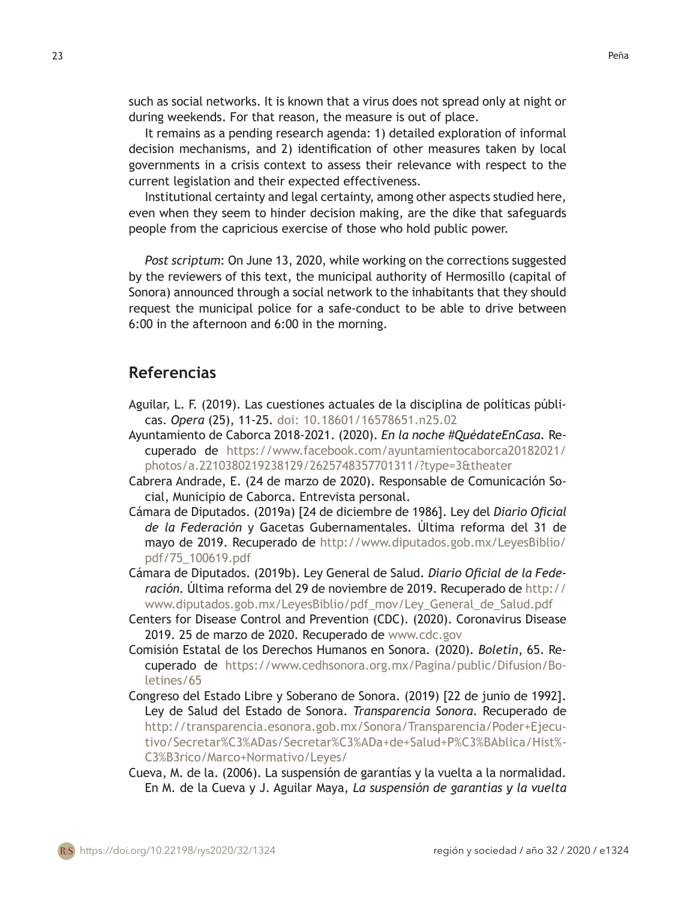such as social networks. It is known that a virus does not spread only at night or during weekends. For that reason, the measure is out of place.

It remains as a pending research agenda: 1) detailed exploration of informal decision mechanisms, and 2) identification of other measures taken by local governments in a crisis context to assess their relevance with respect to the current legislation and their expected effectiveness.

Institutional certainty and legal certainty, among other aspects studied here, even when they seem to hinder decision making, are the dike that safeguards people from the capricious exercise of those who hold public power.

*Post scriptum*: On June 13, 2020, while working on the corrections suggested by the reviewers of this text, the municipal authority of Hermosillo (capital of Sonora) announced through a social network to the inhabitants that they should request the municipal police for a safe-conduct to be able to drive between 6:00 in the afternoon and 6:00 in the morning.

## Referencias

Aguilar, L. F. (2019). Las cuestiones actuales de la disciplina de políticas públicas. *Opera* (25), 11-25. doi: 10.18601/16578651.n25.02

Ayuntamiento de Caborca 2018-2021. (2020). *En la noche #QuédateEnCasa*. Recuperado de https://www.facebook.com/ayuntamientocaborca20182021/photos/a.2210380219238129/2625748357701311/?type=3&theater

Cabrera Andrade, E. (24 de marzo de 2020). Responsable de Comunicación Social, Municipio de Caborca. Entrevista personal.

Cámara de Diputados. (2019a) [24 de diciembre de 1986]. Ley del *Diario Oficial de la Federación* y Gacetas Gubernamentales. Última reforma del 31 de mayo de 2019. Recuperado de http://www.diputados.gob.mx/LeyesBiblio/pdf/75_100619.pdf

Cámara de Diputados. (2019b). Ley General de Salud. *Diario Oficial de la Federación*. Última reforma del 29 de noviembre de 2019. Recuperado de http://www.diputados.gob.mx/LeyesBiblio/pdf_mov/Ley_General_de_Salud.pdf

Centers for Disease Control and Prevention (CDC). (2020). Coronavirus Disease 2019. 25 de marzo de 2020. Recuperado de www.cdc.gov

Comisión Estatal de los Derechos Humanos en Sonora. (2020). *Boletín*, 65. Recuperado de https://www.cedhsonora.org.mx/Pagina/public/Difusion/Boletines/65

Congreso del Estado Libre y Soberano de Sonora. (2019) [22 de junio de 1992]. Ley de Salud del Estado de Sonora. *Transparencia Sonora*. Recuperado de http://transparencia.esonora.gob.mx/Sonora/Transparencia/Poder+Ejecutivo/Secretar%C3%ADas/Secretar%C3%ADa+de+Salud+P%C3%BAblica/Hist%C3%B3rico/Marco+Normativo/Leyes/

Cueva, M. de la. (2006). La suspensión de garantías y la vuelta a la normalidad. En M. de la Cueva y J. Aguilar Maya, *La suspensión de garantías y la vuelta*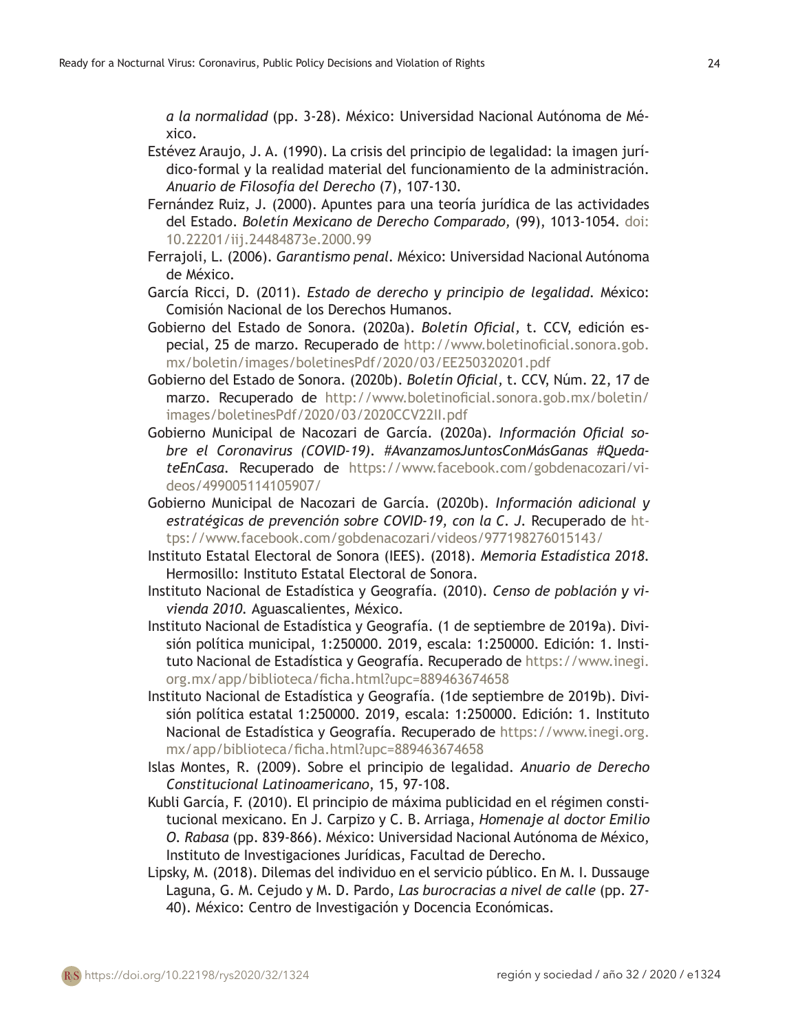*a la normalidad* (pp. 3-28). México: Universidad Nacional Autónoma de México.

Estévez Araujo, J. A. (1990). La crisis del principio de legalidad: la imagen jurídico-formal y la realidad material del funcionamiento de la administración. *Anuario de Filosofía del Derecho* (7), 107-130.

Fernández Ruiz, J. (2000). Apuntes para una teoría jurídica de las actividades del Estado. *Boletín Mexicano de Derecho Comparado,* (99), 1013-1054. doi: 10.22201/iij.24484873e.2000.99

Ferrajoli, L. (2006). *Garantismo penal*. México: Universidad Nacional Autónoma de México.

García Ricci, D. (2011). *Estado de derecho y principio de legalidad*. México: Comisión Nacional de los Derechos Humanos.

Gobierno del Estado de Sonora. (2020a). *Boletín Oficial,* t. CCV, edición especial, 25 de marzo. Recuperado de http://www.boletinoficial.sonora.gob.mx/boletin/images/boletinesPdf/2020/03/EE250320201.pdf

Gobierno del Estado de Sonora. (2020b). *Boletín Oficial,* t. CCV, Núm. 22, 17 de marzo. Recuperado de http://www.boletinoficial.sonora.gob.mx/boletin/images/boletinesPdf/2020/03/2020CCV22II.pdf

Gobierno Municipal de Nacozari de García. (2020a). *Información Oficial sobre el Coronavirus (COVID-19). #AvanzamosJuntosConMásGanas #QuedateEnCasa.* Recuperado de https://www.facebook.com/gobdenacozari/videos/499005114105907/

Gobierno Municipal de Nacozari de García. (2020b). *Información adicional y estratégicas de prevención sobre COVID-19, con la C. J.* Recuperado de https://www.facebook.com/gobdenacozari/videos/977198276015143/

Instituto Estatal Electoral de Sonora (IEES). (2018). *Memoria Estadística 2018.* Hermosillo: Instituto Estatal Electoral de Sonora.

Instituto Nacional de Estadística y Geografía. (2010). *Censo de población y vivienda 2010.* Aguascalientes, México.

Instituto Nacional de Estadística y Geografía. (1 de septiembre de 2019a). División política municipal, 1:250000. 2019, escala: 1:250000. Edición: 1. Instituto Nacional de Estadística y Geografía. Recuperado de https://www.inegi.org.mx/app/biblioteca/ficha.html?upc=889463674658

Instituto Nacional de Estadística y Geografía. (1de septiembre de 2019b). División política estatal 1:250000. 2019, escala: 1:250000. Edición: 1. Instituto Nacional de Estadística y Geografía. Recuperado de https://www.inegi.org.mx/app/biblioteca/ficha.html?upc=889463674658

Islas Montes, R. (2009). Sobre el principio de legalidad. *Anuario de Derecho Constitucional Latinoamericano*, 15, 97-108.

Kubli García, F. (2010). El principio de máxima publicidad en el régimen constitucional mexicano. En J. Carpizo y C. B. Arriaga, *Homenaje al doctor Emilio O. Rabasa* (pp. 839-866). México: Universidad Nacional Autónoma de México, Instituto de Investigaciones Jurídicas, Facultad de Derecho.

Lipsky, M. (2018). Dilemas del individuo en el servicio público. En M. I. Dussauge Laguna, G. M. Cejudo y M. D. Pardo, *Las burocracias a nivel de calle* (pp. 27-40). México: Centro de Investigación y Docencia Económicas.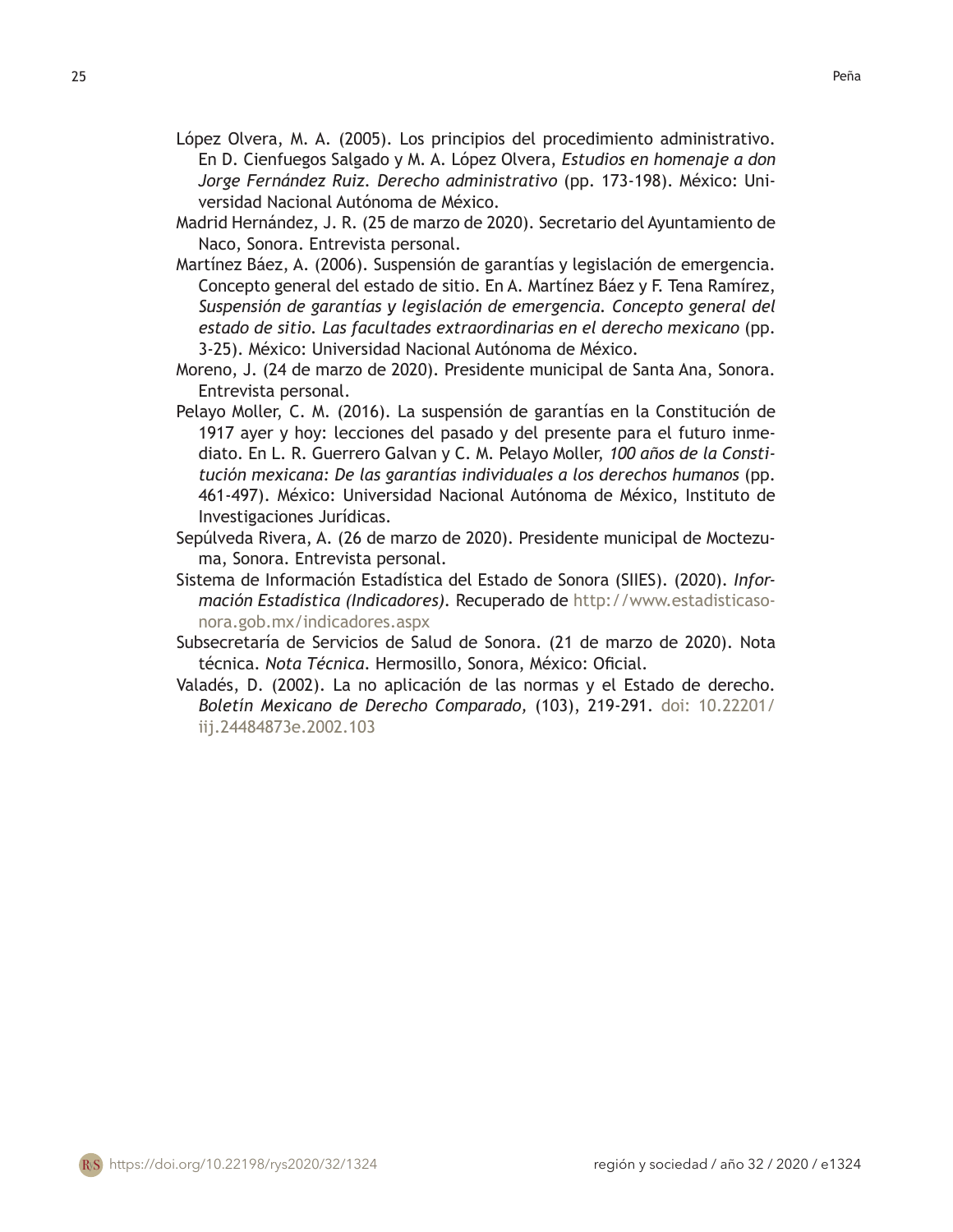López Olvera, M. A. (2005). Los principios del procedimiento administrativo. En D. Cienfuegos Salgado y M. A. López Olvera, *Estudios en homenaje a don Jorge Fernández Ruiz. Derecho administrativo* (pp. 173-198). México: Universidad Nacional Autónoma de México.

Madrid Hernández, J. R. (25 de marzo de 2020). Secretario del Ayuntamiento de Naco, Sonora. Entrevista personal.

Martínez Báez, A. (2006). Suspensión de garantías y legislación de emergencia. Concepto general del estado de sitio. En A. Martínez Báez y F. Tena Ramírez, *Suspensión de garantías y legislación de emergencia. Concepto general del estado de sitio. Las facultades extraordinarias en el derecho mexicano* (pp. 3-25). México: Universidad Nacional Autónoma de México.

Moreno, J. (24 de marzo de 2020). Presidente municipal de Santa Ana, Sonora. Entrevista personal.

Pelayo Moller, C. M. (2016). La suspensión de garantías en la Constitución de 1917 ayer y hoy: lecciones del pasado y del presente para el futuro inmediato. En L. R. Guerrero Galvan y C. M. Pelayo Moller, *100 años de la Constitución mexicana: De las garantías individuales a los derechos humanos* (pp. 461-497). México: Universidad Nacional Autónoma de México, Instituto de Investigaciones Jurídicas.

Sepúlveda Rivera, A. (26 de marzo de 2020). Presidente municipal de Moctezuma, Sonora. Entrevista personal.

Sistema de Información Estadística del Estado de Sonora (SIIES). (2020). *Información Estadística (Indicadores).* Recuperado de http://www.estadisticasonora.gob.mx/indicadores.aspx

Subsecretaría de Servicios de Salud de Sonora. (21 de marzo de 2020). Nota técnica. *Nota Técnica*. Hermosillo, Sonora, México: Oficial.

Valadés, D. (2002). La no aplicación de las normas y el Estado de derecho. *Boletín Mexicano de Derecho Comparado,* (103), 219-291. doi: 10.22201/iij.24484873e.2002.103